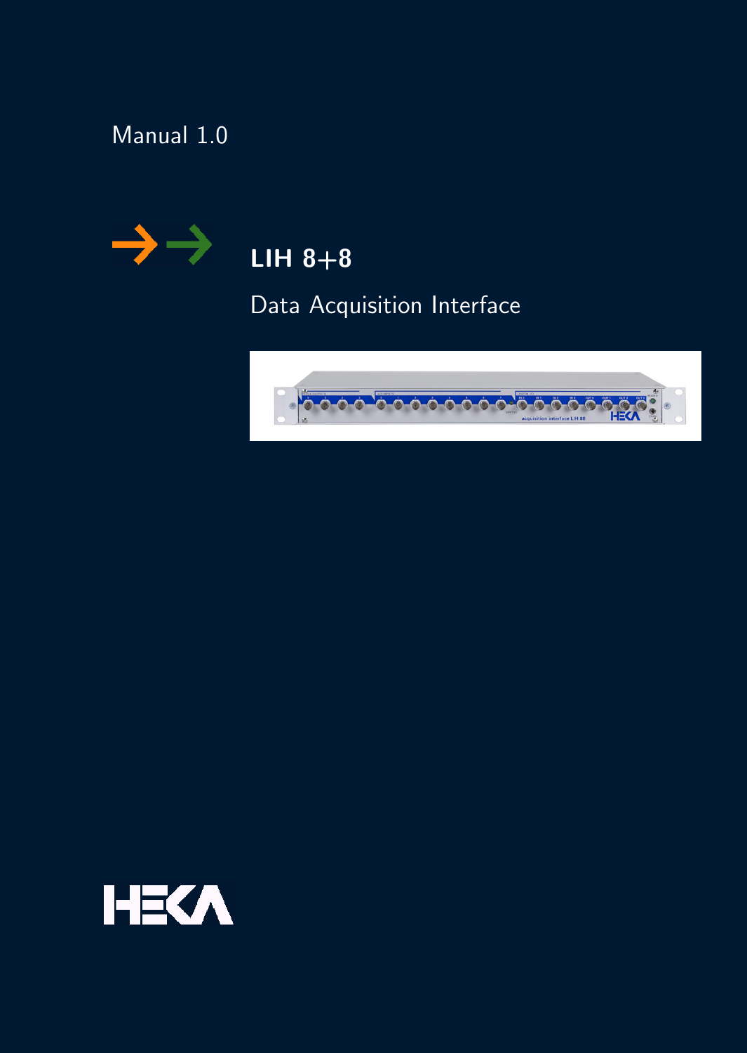Manual 1.0

# LIH 8+8

## Data Acquisition Interface

HEKA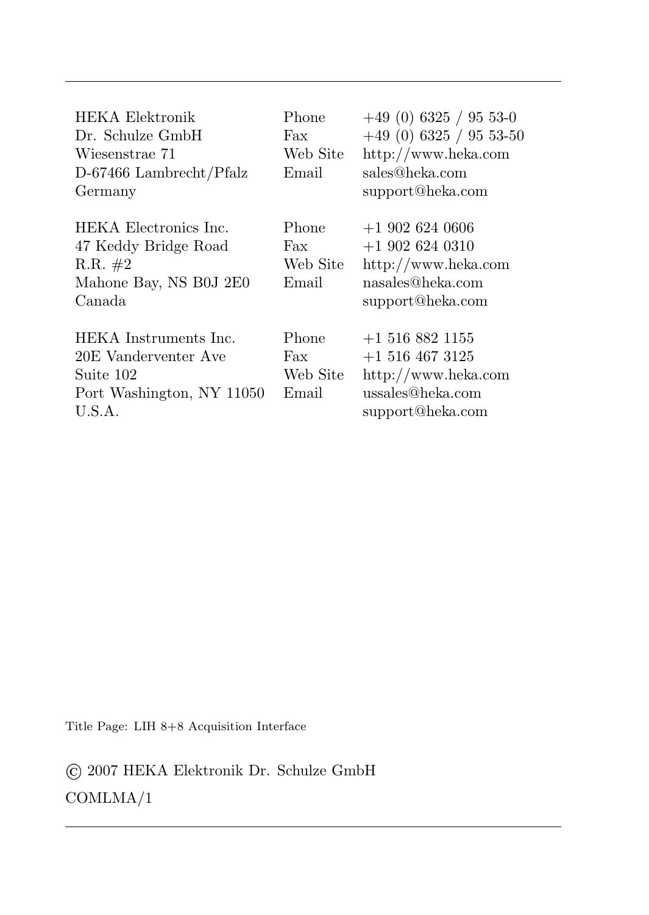| | | |
|---|---|---|
| HEKA Elektronik | Phone | +49 (0) 6325 / 95 53-0 |
| Dr. Schulze GmbH | Fax | +49 (0) 6325 / 95 53-50 |
| Wiesenstrae 71 | Web Site | http://www.heka.com |
| D-67466 Lambrecht/Pfalz | Email | sales@heka.com |
| Germany | | support@heka.com |

| | | |
|---|---|---|
| HEKA Electronics Inc. | Phone | +1 902 624 0606 |
| 47 Keddy Bridge Road | Fax | +1 902 624 0310 |
| R.R. #2 | Web Site | http://www.heka.com |
| Mahone Bay, NS B0J 2E0 | Email | nasales@heka.com |
| Canada | | support@heka.com |

| | | |
|---|---|---|
| HEKA Instruments Inc. | Phone | +1 516 882 1155 |
| 20E Vanderventer Ave | Fax | +1 516 467 3125 |
| Suite 102 | Web Site | http://www.heka.com |
| Port Washington, NY 11050 | Email | ussales@heka.com |
| U.S.A. | | support@heka.com |

Title Page: LIH 8+8 Acquisition Interface

© 2007 HEKA Elektronik Dr. Schulze GmbH

COMLMA/1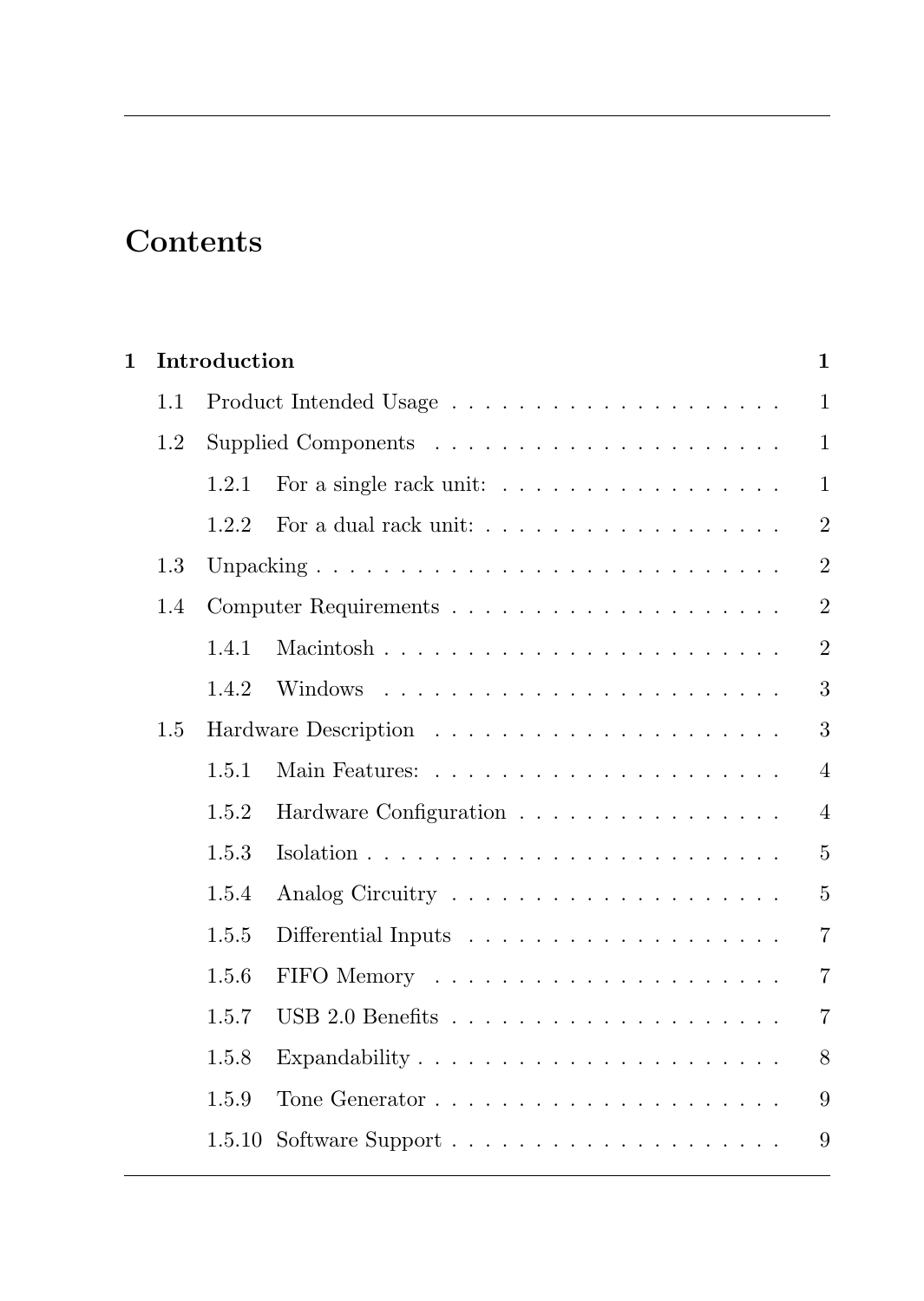# Contents

| | | |
|---|---|---|
| **1** | **Introduction** | **1** |
| 1.1 | Product Intended Usage | 1 |
| 1.2 | Supplied Components | 1 |
| 1.2.1 | For a single rack unit: | 1 |
| 1.2.2 | For a dual rack unit: | 2 |
| 1.3 | Unpacking | 2 |
| 1.4 | Computer Requirements | 2 |
| 1.4.1 | Macintosh | 2 |
| 1.4.2 | Windows | 3 |
| 1.5 | Hardware Description | 3 |
| 1.5.1 | Main Features: | 4 |
| 1.5.2 | Hardware Configuration | 4 |
| 1.5.3 | Isolation | 5 |
| 1.5.4 | Analog Circuitry | 5 |
| 1.5.5 | Differential Inputs | 7 |
| 1.5.6 | FIFO Memory | 7 |
| 1.5.7 | USB 2.0 Benefits | 7 |
| 1.5.8 | Expandability | 8 |
| 1.5.9 | Tone Generator | 9 |
| 1.5.10 | Software Support | 9 |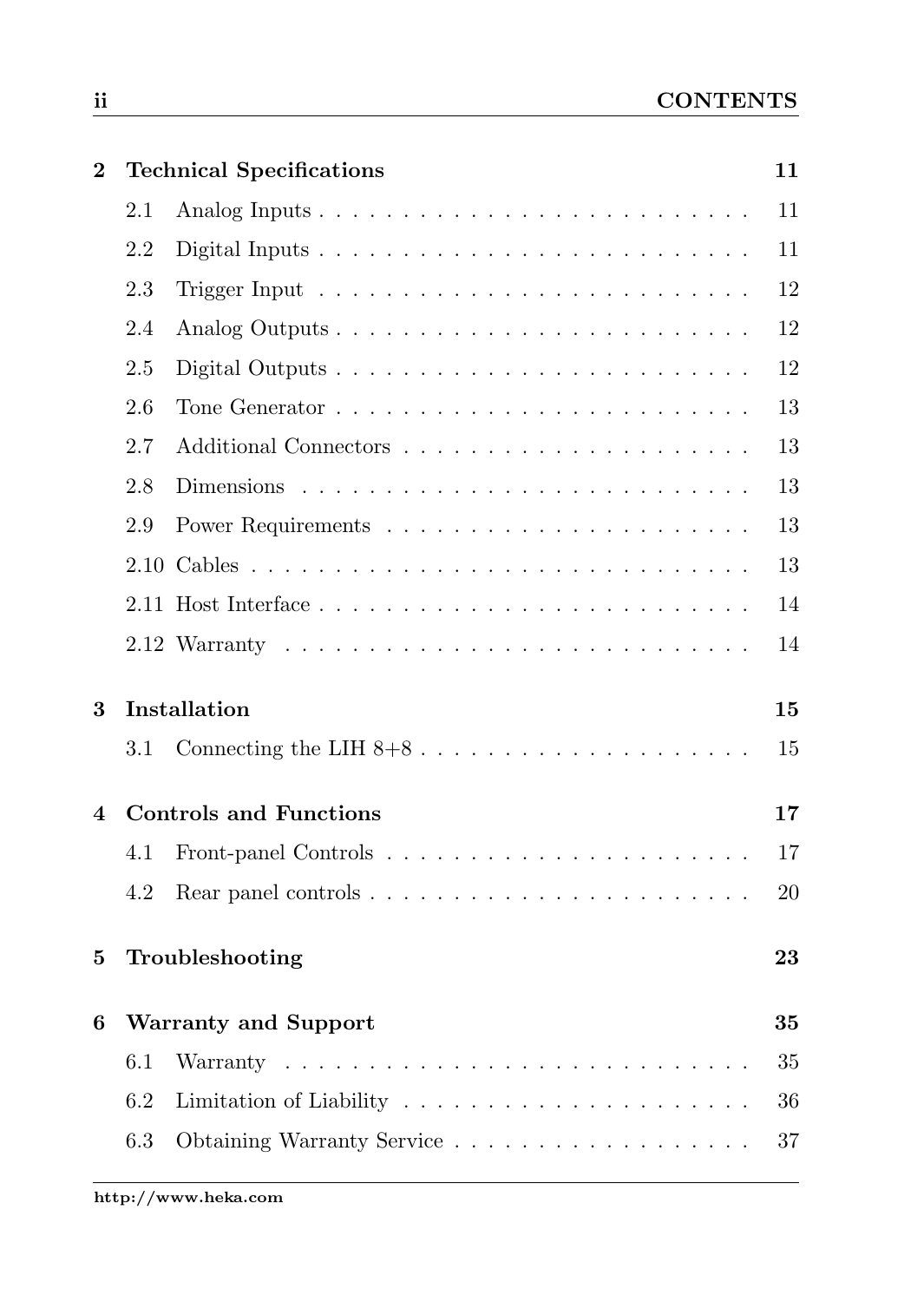**2 Technical Specifications** 11

- 2.1 Analog Inputs . . . . . . . . . . 11
- 2.2 Digital Inputs . . . . . . . . . . 11
- 2.3 Trigger Input . . . . . . . . . . 12
- 2.4 Analog Outputs . . . . . . . . . . 12
- 2.5 Digital Outputs . . . . . . . . . . 12
- 2.6 Tone Generator . . . . . . . . . . 13
- 2.7 Additional Connectors . . . . . . . . . . 13
- 2.8 Dimensions . . . . . . . . . . 13
- 2.9 Power Requirements . . . . . . . . . . 13
- 2.10 Cables . . . . . . . . . . 13
- 2.11 Host Interface . . . . . . . . . . 14
- 2.12 Warranty . . . . . . . . . . 14

**3 Installation** 15

- 3.1 Connecting the LIH 8+8 . . . . . . . . . . 15

**4 Controls and Functions** 17

- 4.1 Front-panel Controls . . . . . . . . . . 17
- 4.2 Rear panel controls . . . . . . . . . . 20

**5 Troubleshooting** 23

**6 Warranty and Support** 35

- 6.1 Warranty . . . . . . . . . . 35
- 6.2 Limitation of Liability . . . . . . . . . . 36
- 6.3 Obtaining Warranty Service . . . . . . . . . . 37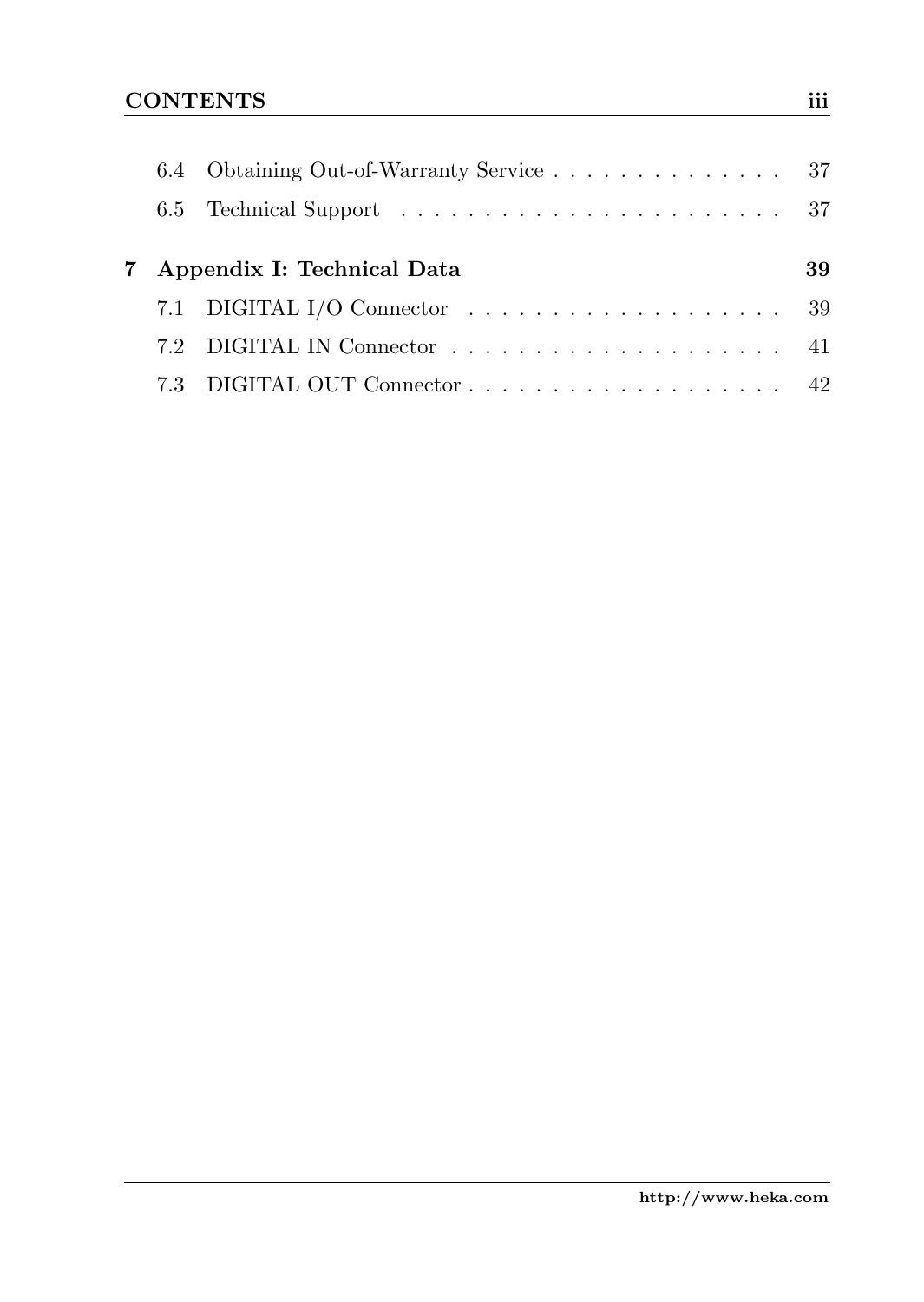6.4 Obtaining Out-of-Warranty Service . . . . . . . . . . . . . . 37

6.5 Technical Support . . . . . . . . . . . . . . . . . . . . . . . 37

**7 Appendix I: Technical Data 39**

7.1 DIGITAL I/O Connector . . . . . . . . . . . . . . . . . . . 39

7.2 DIGITAL IN Connector . . . . . . . . . . . . . . . . . . . . 41

7.3 DIGITAL OUT Connector . . . . . . . . . . . . . . . . . . . 42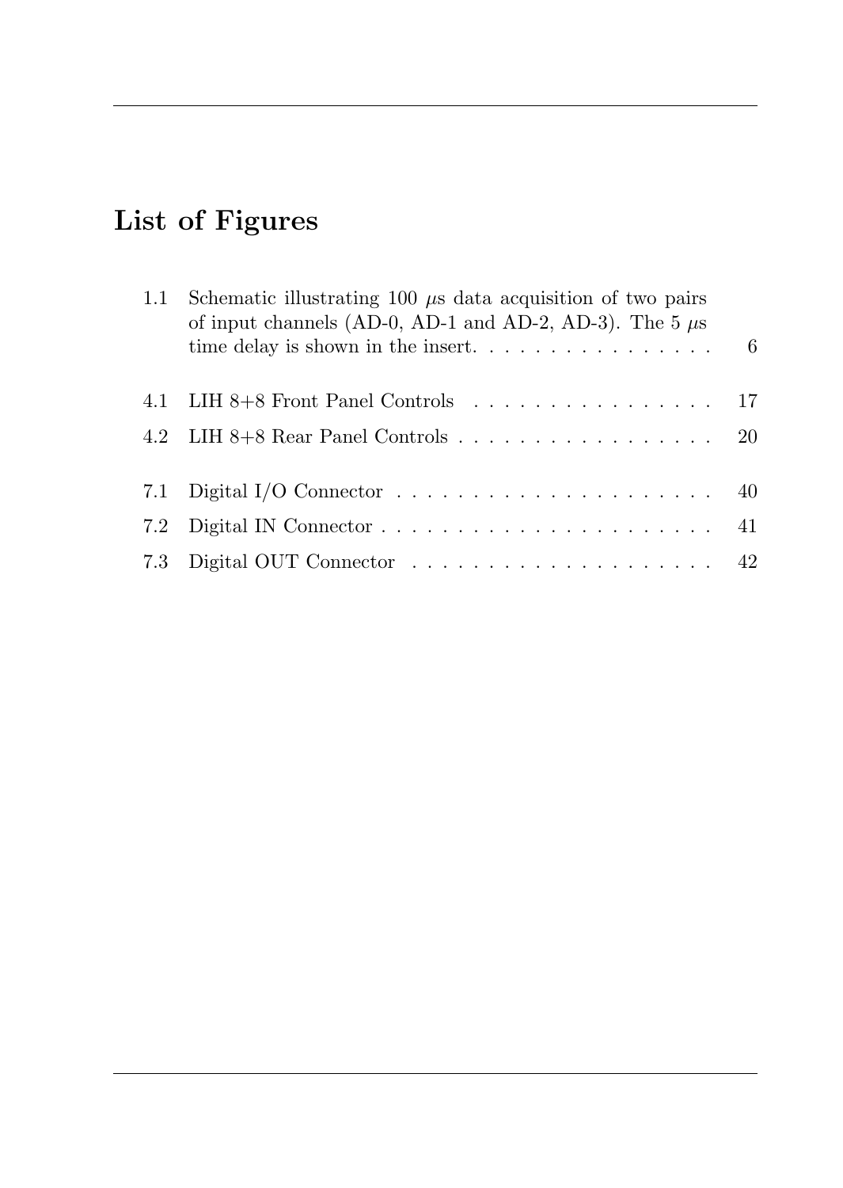# List of Figures

1.1 Schematic illustrating 100 $\mu$s data acquisition of two pairs of input channels (AD-0, AD-1 and AD-2, AD-3). The 5 $\mu$s time delay is shown in the insert. . . . . . . . . . . . . . . . 6

4.1 LIH 8+8 Front Panel Controls . . . . . . . . . . . . . . . . 17

4.2 LIH 8+8 Rear Panel Controls . . . . . . . . . . . . . . . . . . 20

7.1 Digital I/O Connector . . . . . . . . . . . . . . . . . . . . . 40

7.2 Digital IN Connector . . . . . . . . . . . . . . . . . . . . . . 41

7.3 Digital OUT Connector . . . . . . . . . . . . . . . . . . . . 42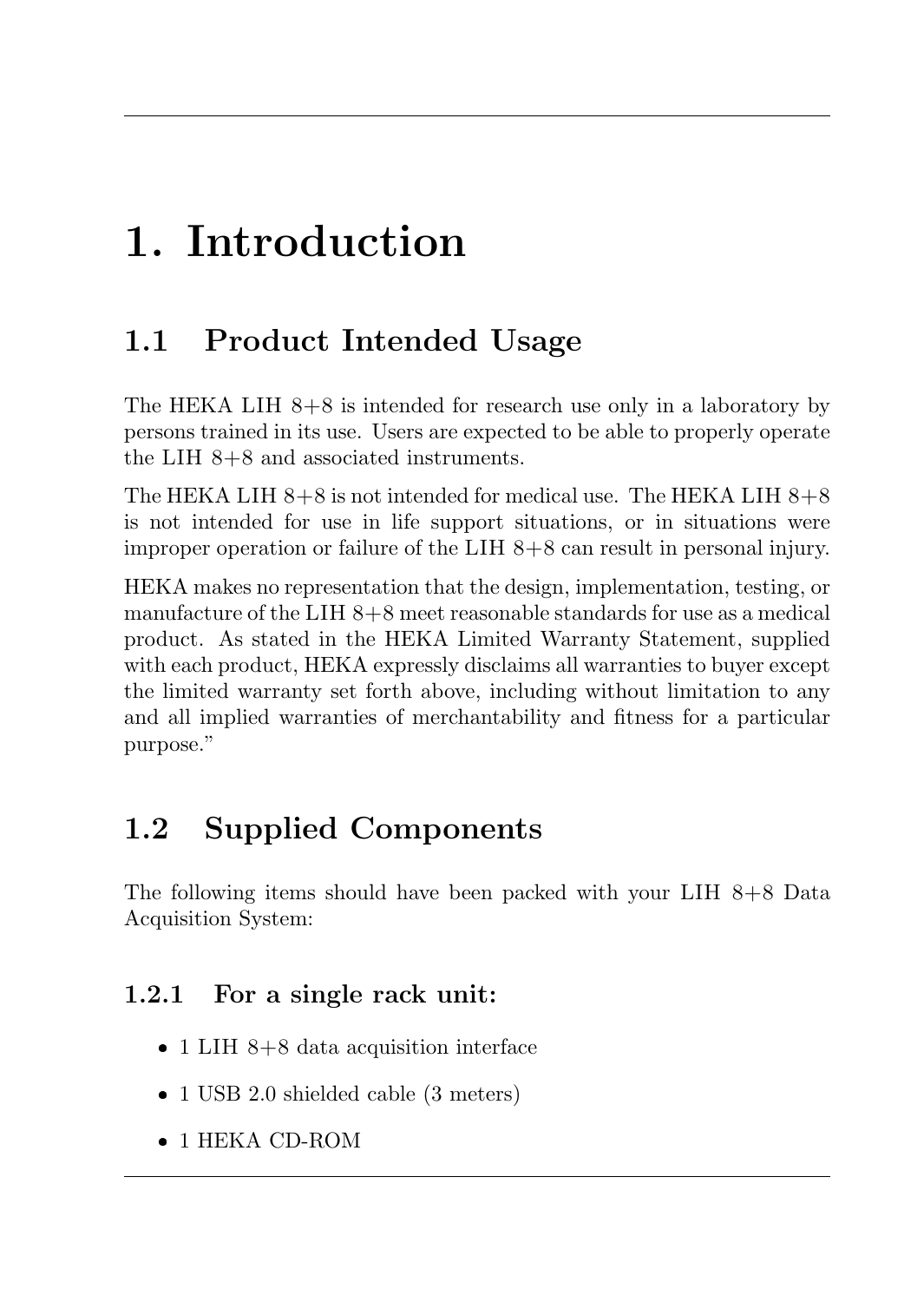# 1. Introduction

## 1.1 Product Intended Usage

The HEKA LIH 8+8 is intended for research use only in a laboratory by persons trained in its use. Users are expected to be able to properly operate the LIH 8+8 and associated instruments.

The HEKA LIH 8+8 is not intended for medical use. The HEKA LIH 8+8 is not intended for use in life support situations, or in situations were improper operation or failure of the LIH 8+8 can result in personal injury.

HEKA makes no representation that the design, implementation, testing, or manufacture of the LIH 8+8 meet reasonable standards for use as a medical product. As stated in the HEKA Limited Warranty Statement, supplied with each product, HEKA expressly disclaims all warranties to buyer except the limited warranty set forth above, including without limitation to any and all implied warranties of merchantability and fitness for a particular purpose."

## 1.2 Supplied Components

The following items should have been packed with your LIH 8+8 Data Acquisition System:

### 1.2.1 For a single rack unit:

- 1 LIH 8+8 data acquisition interface
- 1 USB 2.0 shielded cable (3 meters)
- 1 HEKA CD-ROM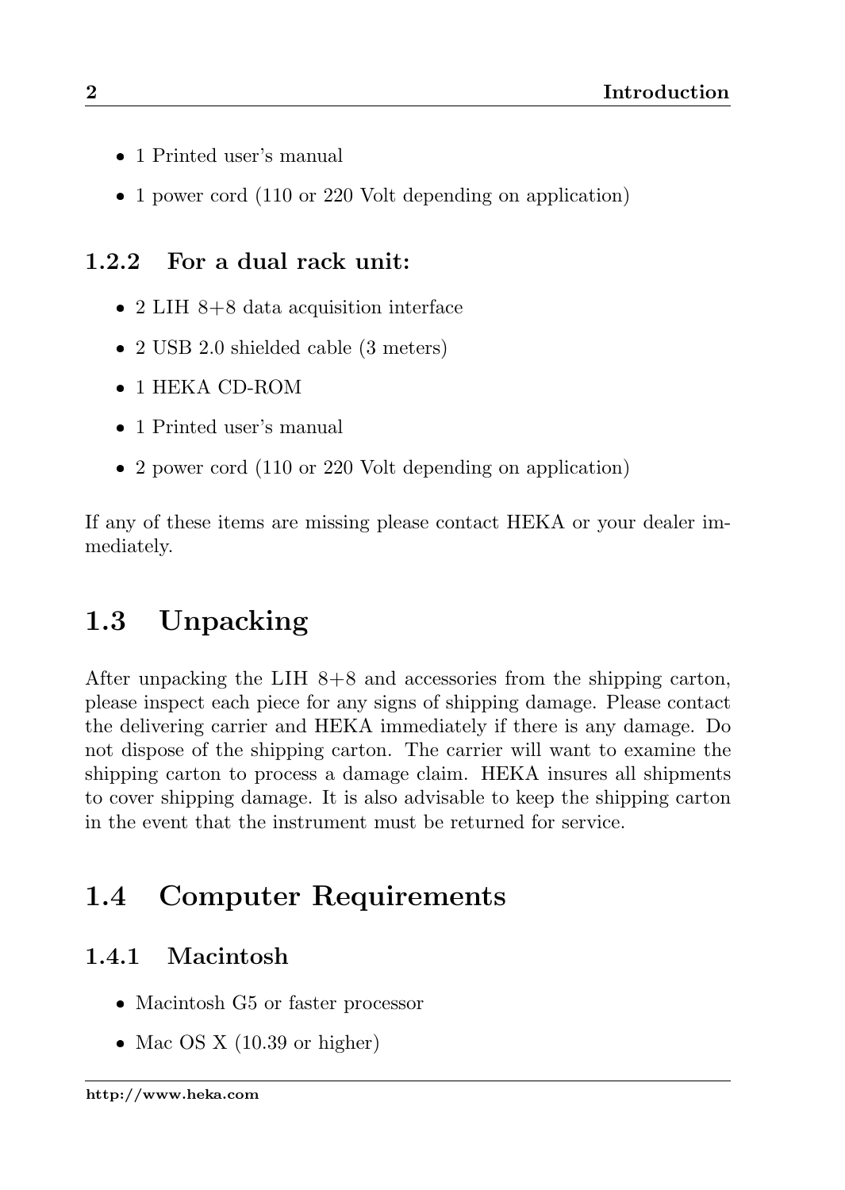- 1 Printed user's manual
- 1 power cord (110 or 220 Volt depending on application)

### 1.2.2 For a dual rack unit:

- 2 LIH 8+8 data acquisition interface
- 2 USB 2.0 shielded cable (3 meters)
- 1 HEKA CD-ROM
- 1 Printed user's manual
- 2 power cord (110 or 220 Volt depending on application)

If any of these items are missing please contact HEKA or your dealer immediately.

## 1.3 Unpacking

After unpacking the LIH 8+8 and accessories from the shipping carton, please inspect each piece for any signs of shipping damage. Please contact the delivering carrier and HEKA immediately if there is any damage. Do not dispose of the shipping carton. The carrier will want to examine the shipping carton to process a damage claim. HEKA insures all shipments to cover shipping damage. It is also advisable to keep the shipping carton in the event that the instrument must be returned for service.

## 1.4 Computer Requirements

### 1.4.1 Macintosh

- Macintosh G5 or faster processor
- Mac OS X (10.39 or higher)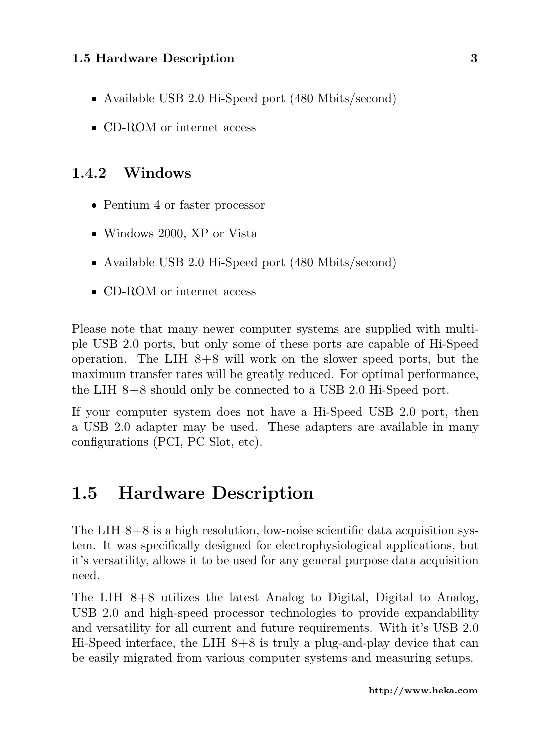- Available USB 2.0 Hi-Speed port (480 Mbits/second)
- CD-ROM or internet access

### 1.4.2 Windows

- Pentium 4 or faster processor
- Windows 2000, XP or Vista
- Available USB 2.0 Hi-Speed port (480 Mbits/second)
- CD-ROM or internet access

Please note that many newer computer systems are supplied with multiple USB 2.0 ports, but only some of these ports are capable of Hi-Speed operation. The LIH 8+8 will work on the slower speed ports, but the maximum transfer rates will be greatly reduced. For optimal performance, the LIH 8+8 should only be connected to a USB 2.0 Hi-Speed port.

If your computer system does not have a Hi-Speed USB 2.0 port, then a USB 2.0 adapter may be used. These adapters are available in many configurations (PCI, PC Slot, etc).

## 1.5 Hardware Description

The LIH 8+8 is a high resolution, low-noise scientific data acquisition system. It was specifically designed for electrophysiological applications, but it's versatility, allows it to be used for any general purpose data acquisition need.

The LIH 8+8 utilizes the latest Analog to Digital, Digital to Analog, USB 2.0 and high-speed processor technologies to provide expandability and versatility for all current and future requirements. With it's USB 2.0 Hi-Speed interface, the LIH 8+8 is truly a plug-and-play device that can be easily migrated from various computer systems and measuring setups.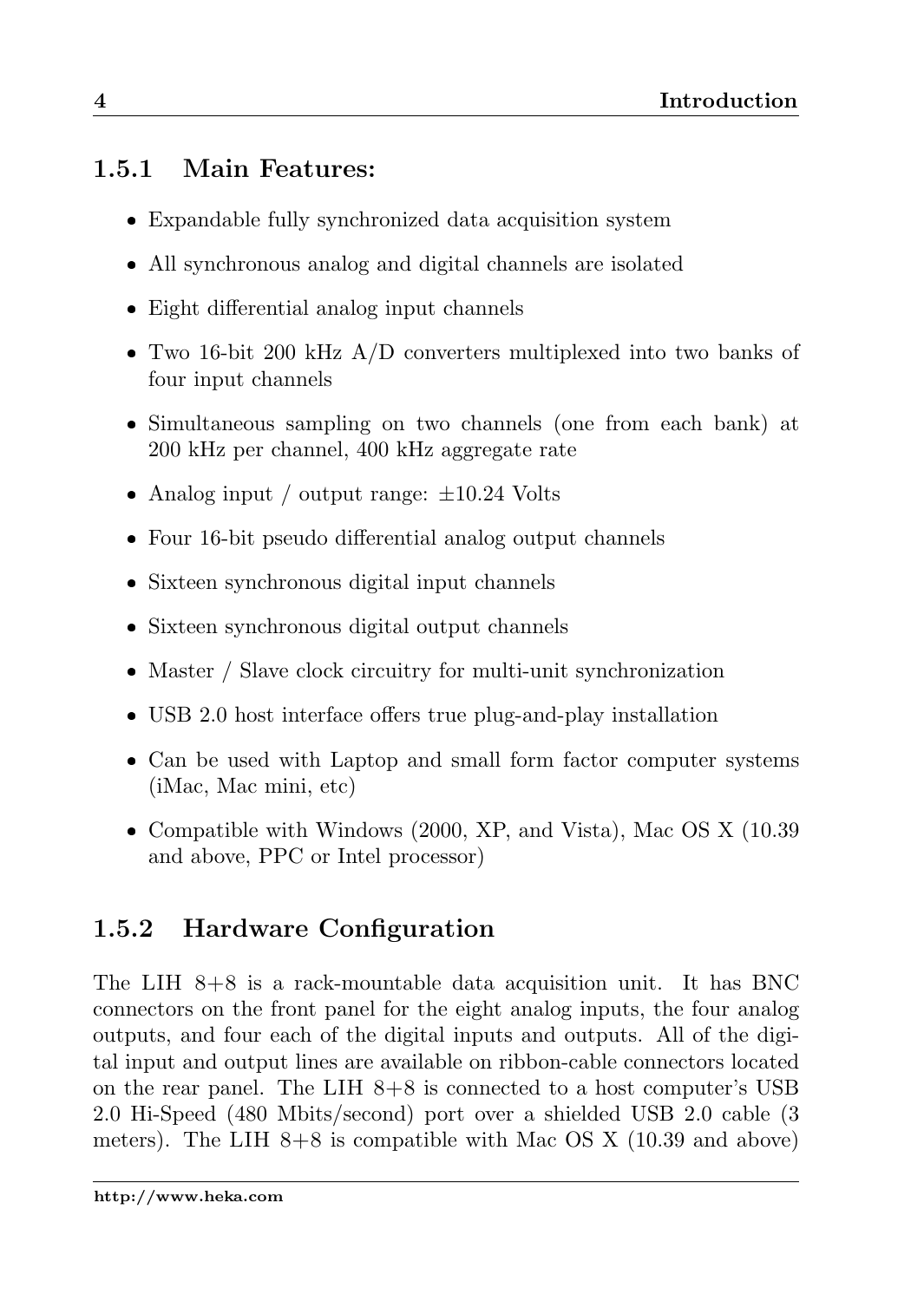### 1.5.1 Main Features:

- Expandable fully synchronized data acquisition system
- All synchronous analog and digital channels are isolated
- Eight differential analog input channels
- Two 16-bit 200 kHz A/D converters multiplexed into two banks of four input channels
- Simultaneous sampling on two channels (one from each bank) at 200 kHz per channel, 400 kHz aggregate rate
- Analog input / output range: ±10.24 Volts
- Four 16-bit pseudo differential analog output channels
- Sixteen synchronous digital input channels
- Sixteen synchronous digital output channels
- Master / Slave clock circuitry for multi-unit synchronization
- USB 2.0 host interface offers true plug-and-play installation
- Can be used with Laptop and small form factor computer systems (iMac, Mac mini, etc)
- Compatible with Windows (2000, XP, and Vista), Mac OS X (10.39 and above, PPC or Intel processor)

### 1.5.2 Hardware Configuration

The LIH 8+8 is a rack-mountable data acquisition unit. It has BNC connectors on the front panel for the eight analog inputs, the four analog outputs, and four each of the digital inputs and outputs. All of the digital input and output lines are available on ribbon-cable connectors located on the rear panel. The LIH 8+8 is connected to a host computer's USB 2.0 Hi-Speed (480 Mbits/second) port over a shielded USB 2.0 cable (3 meters). The LIH 8+8 is compatible with Mac OS X (10.39 and above)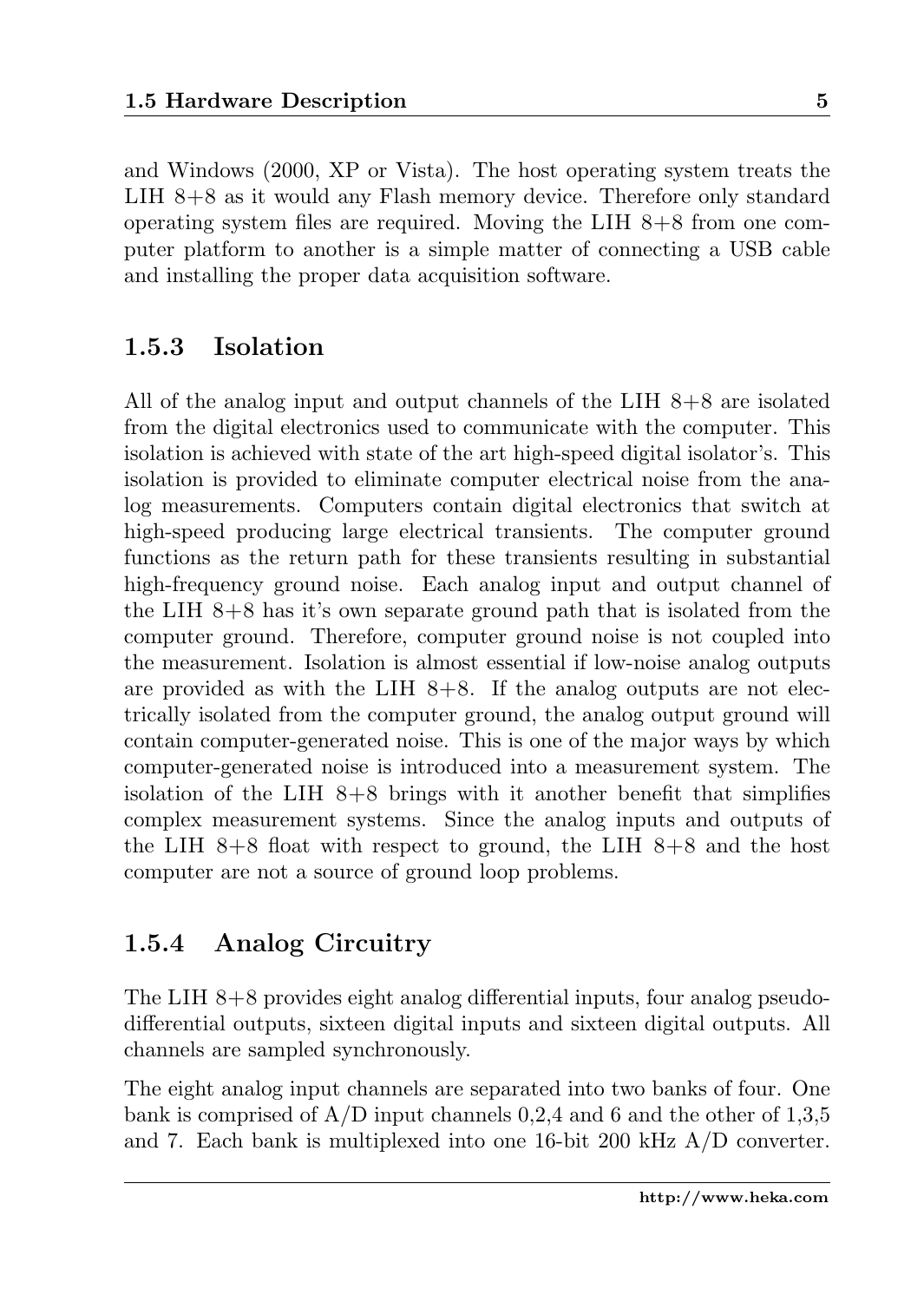and Windows (2000, XP or Vista). The host operating system treats the LIH 8+8 as it would any Flash memory device. Therefore only standard operating system files are required. Moving the LIH 8+8 from one computer platform to another is a simple matter of connecting a USB cable and installing the proper data acquisition software.

### 1.5.3 Isolation

All of the analog input and output channels of the LIH 8+8 are isolated from the digital electronics used to communicate with the computer. This isolation is achieved with state of the art high-speed digital isolator's. This isolation is provided to eliminate computer electrical noise from the analog measurements. Computers contain digital electronics that switch at high-speed producing large electrical transients. The computer ground functions as the return path for these transients resulting in substantial high-frequency ground noise. Each analog input and output channel of the LIH 8+8 has it's own separate ground path that is isolated from the computer ground. Therefore, computer ground noise is not coupled into the measurement. Isolation is almost essential if low-noise analog outputs are provided as with the LIH 8+8. If the analog outputs are not electrically isolated from the computer ground, the analog output ground will contain computer-generated noise. This is one of the major ways by which computer-generated noise is introduced into a measurement system. The isolation of the LIH 8+8 brings with it another benefit that simplifies complex measurement systems. Since the analog inputs and outputs of the LIH 8+8 float with respect to ground, the LIH 8+8 and the host computer are not a source of ground loop problems.

### 1.5.4 Analog Circuitry

The LIH 8+8 provides eight analog differential inputs, four analog pseudo-differential outputs, sixteen digital inputs and sixteen digital outputs. All channels are sampled synchronously.

The eight analog input channels are separated into two banks of four. One bank is comprised of A/D input channels 0,2,4 and 6 and the other of 1,3,5 and 7. Each bank is multiplexed into one 16-bit 200 kHz A/D converter.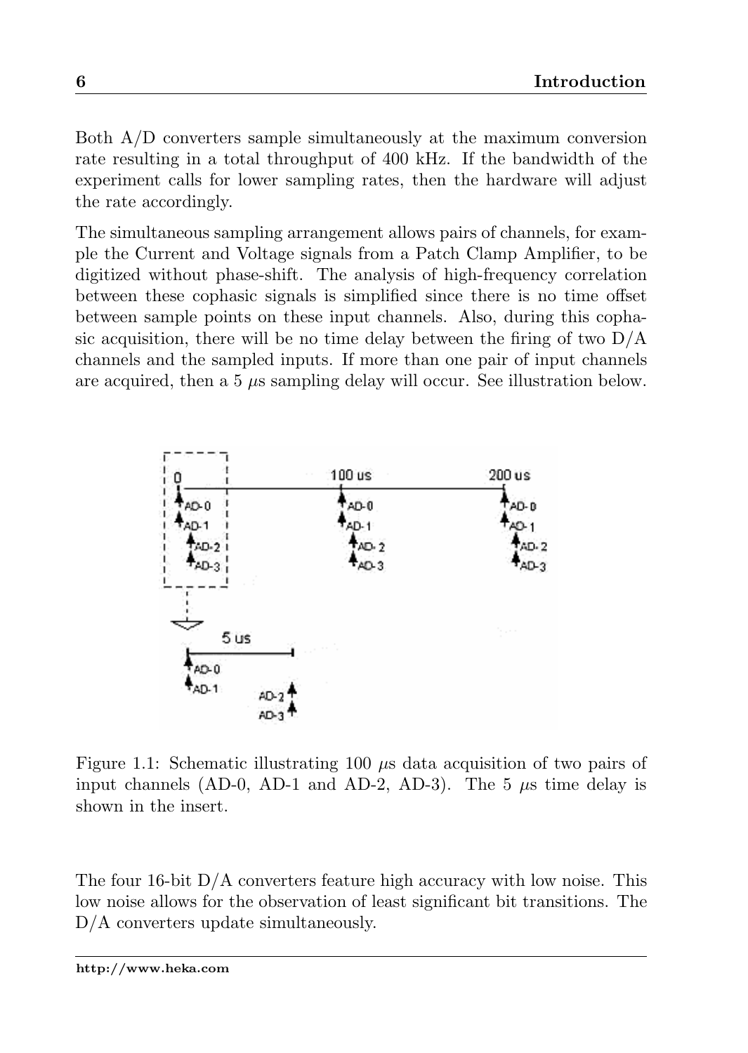Both A/D converters sample simultaneously at the maximum conversion rate resulting in a total throughput of 400 kHz. If the bandwidth of the experiment calls for lower sampling rates, then the hardware will adjust the rate accordingly.

The simultaneous sampling arrangement allows pairs of channels, for example the Current and Voltage signals from a Patch Clamp Amplifier, to be digitized without phase-shift. The analysis of high-frequency correlation between these cophasic signals is simplified since there is no time offset between sample points on these input channels. Also, during this cophasic acquisition, there will be no time delay between the firing of two D/A channels and the sampled inputs. If more than one pair of input channels are acquired, then a 5 $\mu$s sampling delay will occur. See illustration below.

Figure 1.1: Schematic illustrating 100 $\mu$s data acquisition of two pairs of input channels (AD-0, AD-1 and AD-2, AD-3). The 5 $\mu$s time delay is shown in the insert.

The four 16-bit D/A converters feature high accuracy with low noise. This low noise allows for the observation of least significant bit transitions. The D/A converters update simultaneously.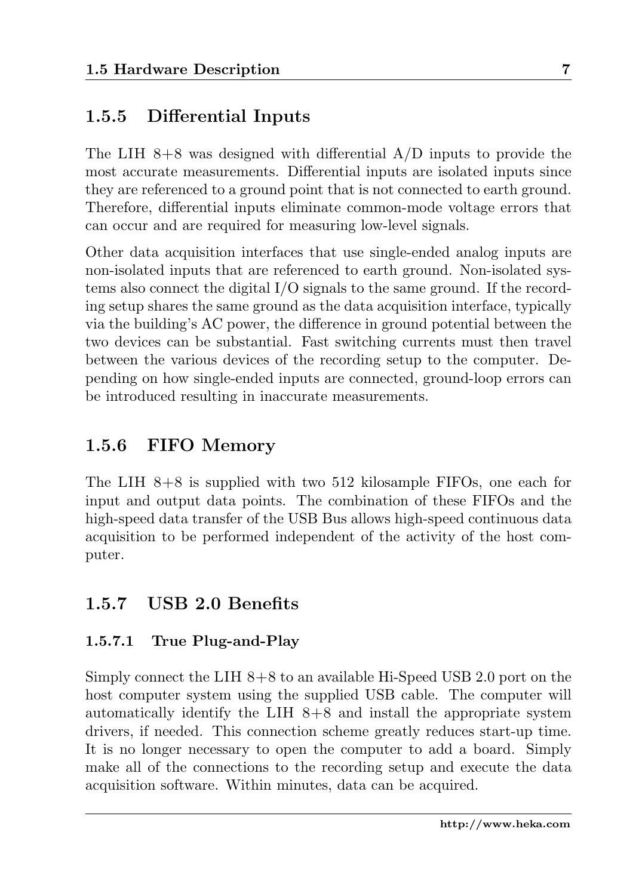### 1.5.5 Differential Inputs

The LIH 8+8 was designed with differential A/D inputs to provide the most accurate measurements. Differential inputs are isolated inputs since they are referenced to a ground point that is not connected to earth ground. Therefore, differential inputs eliminate common-mode voltage errors that can occur and are required for measuring low-level signals.

Other data acquisition interfaces that use single-ended analog inputs are non-isolated inputs that are referenced to earth ground. Non-isolated systems also connect the digital I/O signals to the same ground. If the recording setup shares the same ground as the data acquisition interface, typically via the building's AC power, the difference in ground potential between the two devices can be substantial. Fast switching currents must then travel between the various devices of the recording setup to the computer. Depending on how single-ended inputs are connected, ground-loop errors can be introduced resulting in inaccurate measurements.

### 1.5.6 FIFO Memory

The LIH 8+8 is supplied with two 512 kilosample FIFOs, one each for input and output data points. The combination of these FIFOs and the high-speed data transfer of the USB Bus allows high-speed continuous data acquisition to be performed independent of the activity of the host computer.

### 1.5.7 USB 2.0 Benefits

#### 1.5.7.1 True Plug-and-Play

Simply connect the LIH 8+8 to an available Hi-Speed USB 2.0 port on the host computer system using the supplied USB cable. The computer will automatically identify the LIH 8+8 and install the appropriate system drivers, if needed. This connection scheme greatly reduces start-up time. It is no longer necessary to open the computer to add a board. Simply make all of the connections to the recording setup and execute the data acquisition software. Within minutes, data can be acquired.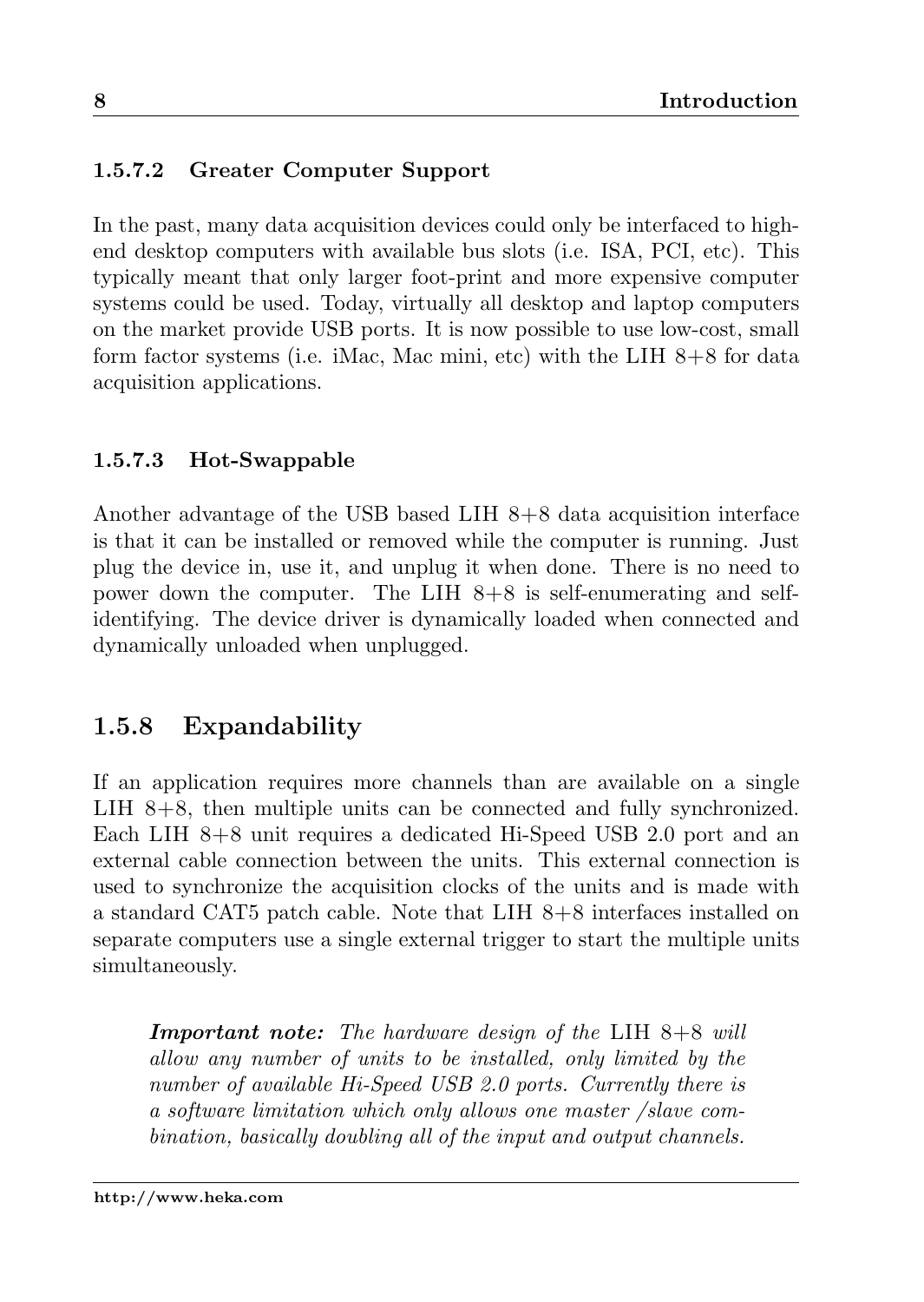#### 1.5.7.2 Greater Computer Support

In the past, many data acquisition devices could only be interfaced to high-end desktop computers with available bus slots (i.e. ISA, PCI, etc). This typically meant that only larger foot-print and more expensive computer systems could be used. Today, virtually all desktop and laptop computers on the market provide USB ports. It is now possible to use low-cost, small form factor systems (i.e. iMac, Mac mini, etc) with the LIH 8+8 for data acquisition applications.

#### 1.5.7.3 Hot-Swappable

Another advantage of the USB based LIH 8+8 data acquisition interface is that it can be installed or removed while the computer is running. Just plug the device in, use it, and unplug it when done. There is no need to power down the computer. The LIH 8+8 is self-enumerating and self-identifying. The device driver is dynamically loaded when connected and dynamically unloaded when unplugged.

### 1.5.8 Expandability

If an application requires more channels than are available on a single LIH 8+8, then multiple units can be connected and fully synchronized. Each LIH 8+8 unit requires a dedicated Hi-Speed USB 2.0 port and an external cable connection between the units. This external connection is used to synchronize the acquisition clocks of the units and is made with a standard CAT5 patch cable. Note that LIH 8+8 interfaces installed on separate computers use a single external trigger to start the multiple units simultaneously.

> ***Important note:*** *The hardware design of the* LIH 8+8 *will allow any number of units to be installed, only limited by the number of available Hi-Speed USB 2.0 ports. Currently there is a software limitation which only allows one master /slave combination, basically doubling all of the input and output channels.*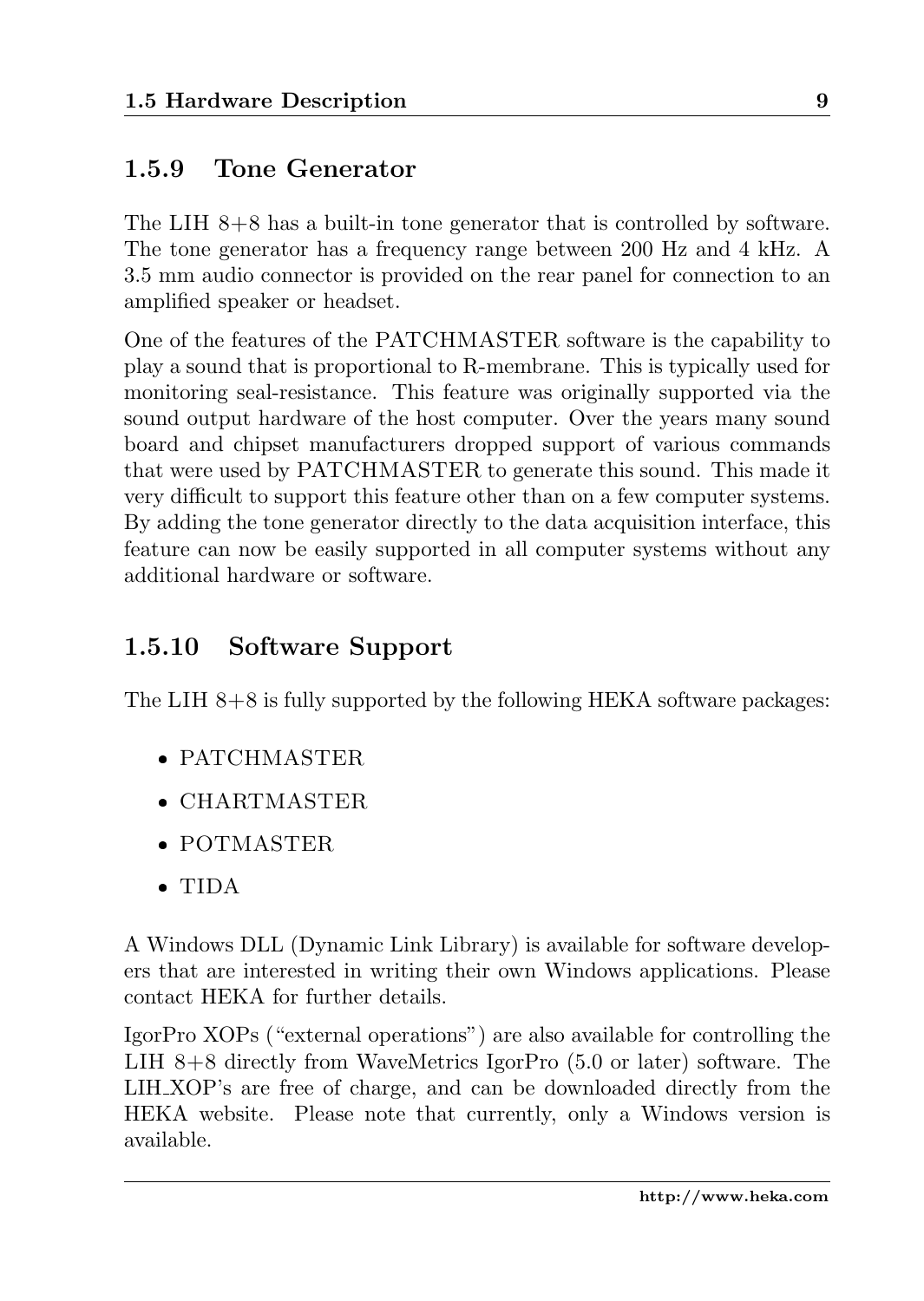### 1.5.9 Tone Generator

The LIH 8+8 has a built-in tone generator that is controlled by software. The tone generator has a frequency range between 200 Hz and 4 kHz. A 3.5 mm audio connector is provided on the rear panel for connection to an amplified speaker or headset.

One of the features of the PATCHMASTER software is the capability to play a sound that is proportional to R-membrane. This is typically used for monitoring seal-resistance. This feature was originally supported via the sound output hardware of the host computer. Over the years many sound board and chipset manufacturers dropped support of various commands that were used by PATCHMASTER to generate this sound. This made it very difficult to support this feature other than on a few computer systems. By adding the tone generator directly to the data acquisition interface, this feature can now be easily supported in all computer systems without any additional hardware or software.

### 1.5.10 Software Support

The LIH 8+8 is fully supported by the following HEKA software packages:

- PATCHMASTER
- CHARTMASTER
- POTMASTER
- TIDA

A Windows DLL (Dynamic Link Library) is available for software developers that are interested in writing their own Windows applications. Please contact HEKA for further details.

IgorPro XOPs ("external operations") are also available for controlling the LIH 8+8 directly from WaveMetrics IgorPro (5.0 or later) software. The LIH_XOP's are free of charge, and can be downloaded directly from the HEKA website. Please note that currently, only a Windows version is available.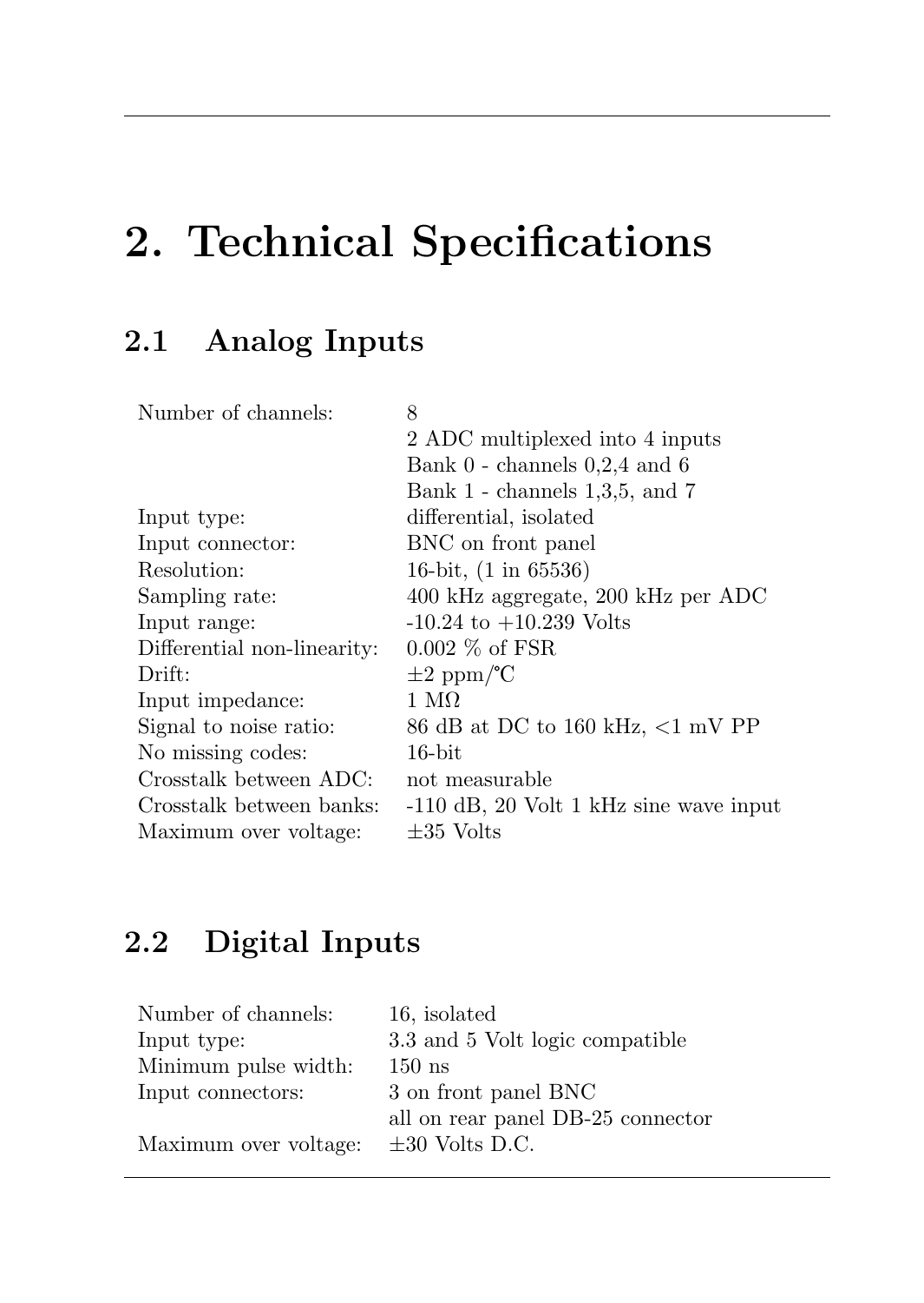# 2. Technical Specifications

## 2.1 Analog Inputs

| | |
|---|---|
| Number of channels: | 8 |
| | 2 ADC multiplexed into 4 inputs |
| | Bank 0 - channels 0,2,4 and 6 |
| | Bank 1 - channels 1,3,5, and 7 |
| Input type: | differential, isolated |
| Input connector: | BNC on front panel |
| Resolution: | 16-bit, (1 in 65536) |
| Sampling rate: | 400 kHz aggregate, 200 kHz per ADC |
| Input range: | -10.24 to +10.239 Volts |
| Differential non-linearity: | 0.002 % of FSR |
| Drift: | ±2 ppm/°C |
| Input impedance: | 1 MΩ |
| Signal to noise ratio: | 86 dB at DC to 160 kHz, <1 mV PP |
| No missing codes: | 16-bit |
| Crosstalk between ADC: | not measurable |
| Crosstalk between banks: | -110 dB, 20 Volt 1 kHz sine wave input |
| Maximum over voltage: | ±35 Volts |

## 2.2 Digital Inputs

| | |
|---|---|
| Number of channels: | 16, isolated |
| Input type: | 3.3 and 5 Volt logic compatible |
| Minimum pulse width: | 150 ns |
| Input connectors: | 3 on front panel BNC |
| | all on rear panel DB-25 connector |
| Maximum over voltage: | ±30 Volts D.C. |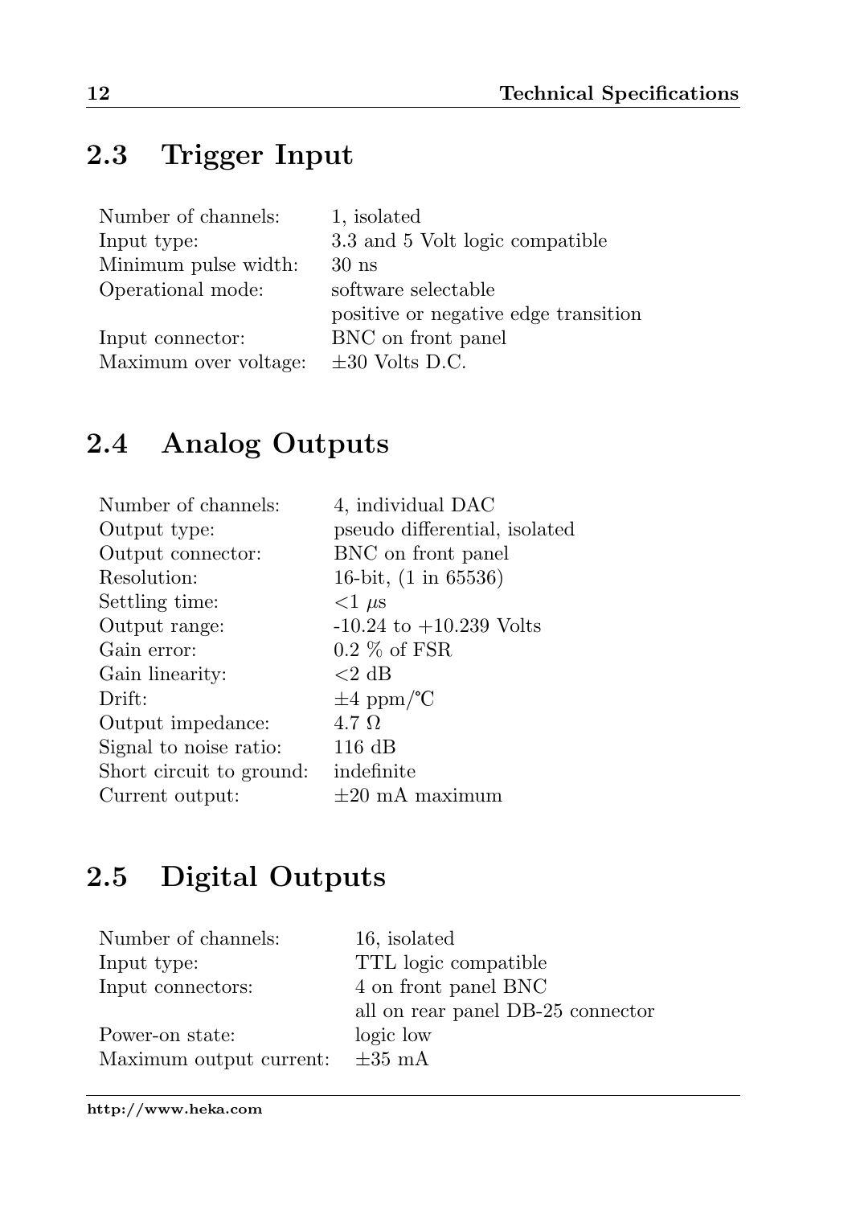## 2.3 Trigger Input

| | |
|---|---|
| Number of channels: | 1, isolated |
| Input type: | 3.3 and 5 Volt logic compatible |
| Minimum pulse width: | 30 ns |
| Operational mode: | software selectable<br>positive or negative edge transition |
| Input connector: | BNC on front panel |
| Maximum over voltage: | ±30 Volts D.C. |

## 2.4 Analog Outputs

| | |
|---|---|
| Number of channels: | 4, individual DAC |
| Output type: | pseudo differential, isolated |
| Output connector: | BNC on front panel |
| Resolution: | 16-bit, (1 in 65536) |
| Settling time: | <1 μs |
| Output range: | -10.24 to +10.239 Volts |
| Gain error: | 0.2 % of FSR |
| Gain linearity: | <2 dB |
| Drift: | ±4 ppm/℃ |
| Output impedance: | 4.7 Ω |
| Signal to noise ratio: | 116 dB |
| Short circuit to ground: | indefinite |
| Current output: | ±20 mA maximum |

## 2.5 Digital Outputs

| | |
|---|---|
| Number of channels: | 16, isolated |
| Input type: | TTL logic compatible |
| Input connectors: | 4 on front panel BNC<br>all on rear panel DB-25 connector |
| Power-on state: | logic low |
| Maximum output current: | ±35 mA |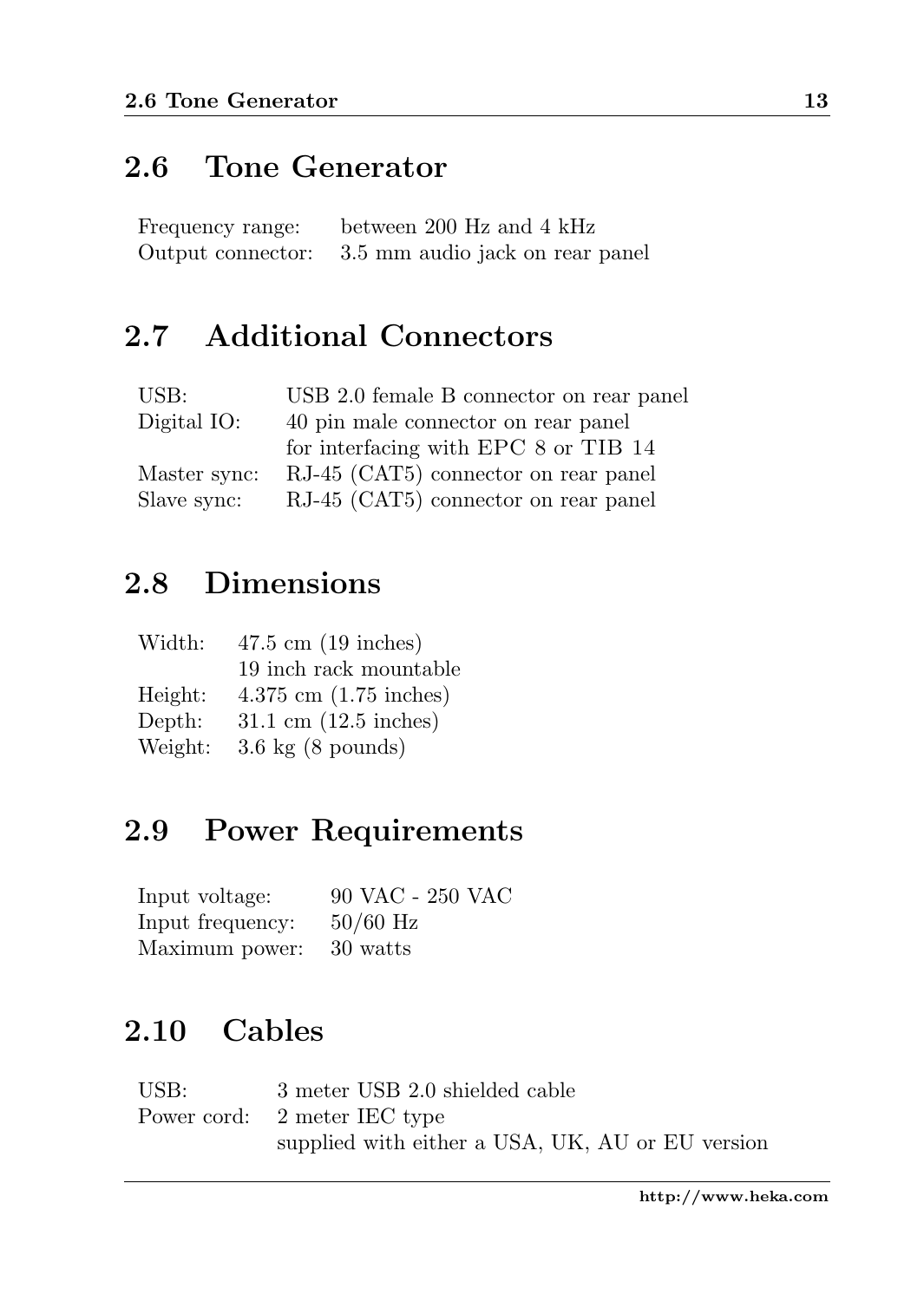## 2.6 Tone Generator

| | |
|---|---|
| Frequency range: | between 200 Hz and 4 kHz |
| Output connector: | 3.5 mm audio jack on rear panel |

## 2.7 Additional Connectors

| | |
|---|---|
| USB: | USB 2.0 female B connector on rear panel |
| Digital IO: | 40 pin male connector on rear panel<br>for interfacing with EPC 8 or TIB 14 |
| Master sync: | RJ-45 (CAT5) connector on rear panel |
| Slave sync: | RJ-45 (CAT5) connector on rear panel |

## 2.8 Dimensions

| | |
|---|---|
| Width: | 47.5 cm (19 inches)<br>19 inch rack mountable |
| Height: | 4.375 cm (1.75 inches) |
| Depth: | 31.1 cm (12.5 inches) |
| Weight: | 3.6 kg (8 pounds) |

## 2.9 Power Requirements

| | |
|---|---|
| Input voltage: | 90 VAC - 250 VAC |
| Input frequency: | 50/60 Hz |
| Maximum power: | 30 watts |

## 2.10 Cables

| | |
|---|---|
| USB: | 3 meter USB 2.0 shielded cable |
| Power cord: | 2 meter IEC type<br>supplied with either a USA, UK, AU or EU version |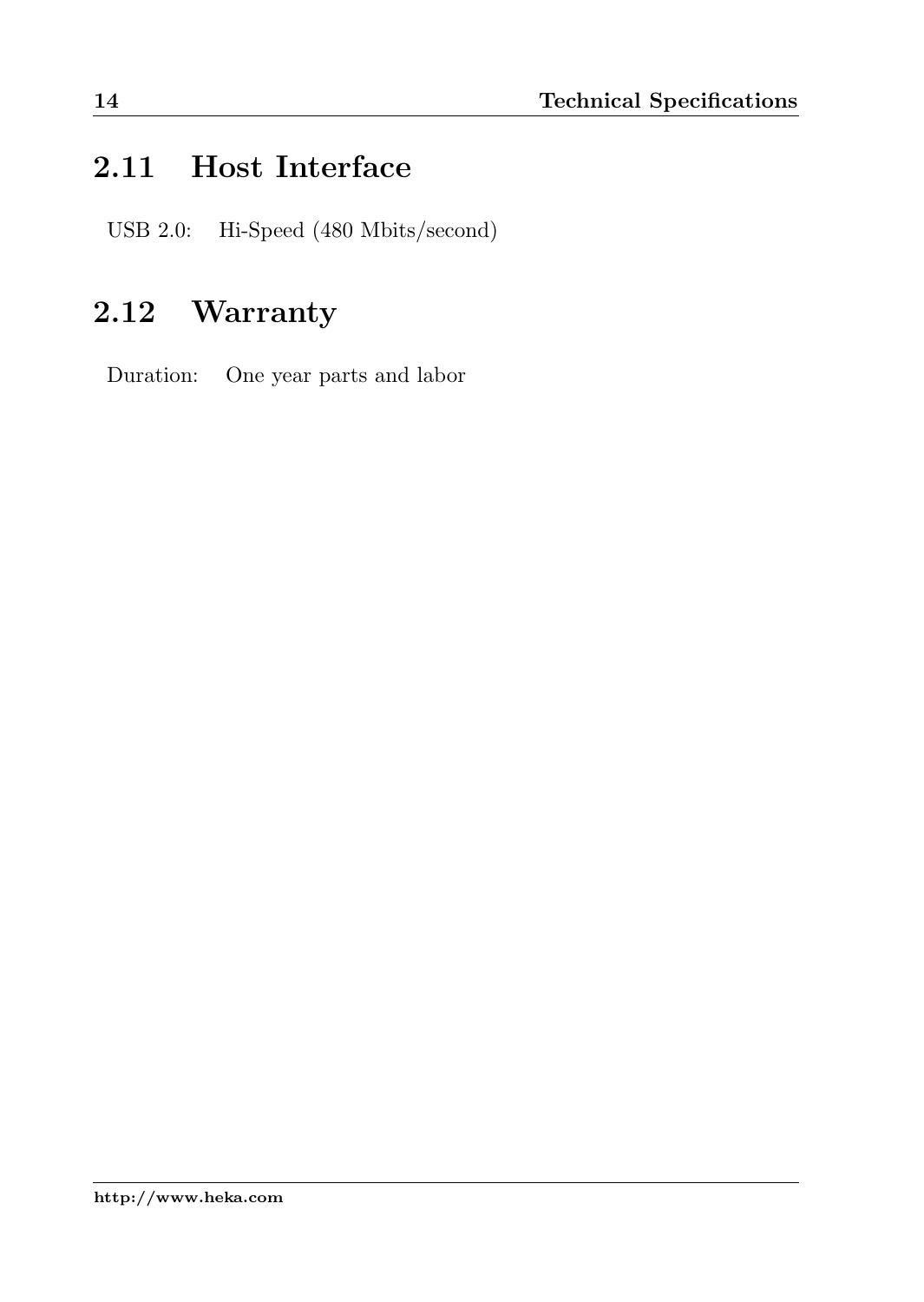## 2.11 Host Interface

USB 2.0: Hi-Speed (480 Mbits/second)

## 2.12 Warranty

Duration: One year parts and labor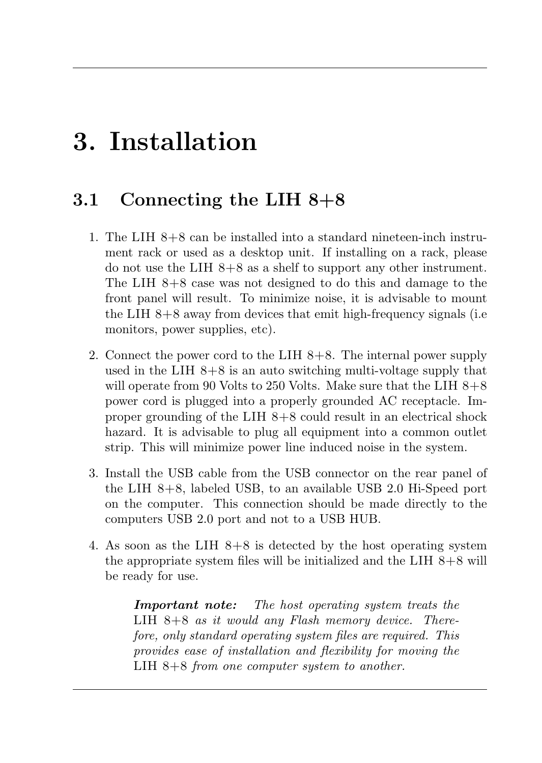# 3. Installation

## 3.1 Connecting the LIH 8+8

1. The LIH 8+8 can be installed into a standard nineteen-inch instrument rack or used as a desktop unit. If installing on a rack, please do not use the LIH 8+8 as a shelf to support any other instrument. The LIH 8+8 case was not designed to do this and damage to the front panel will result. To minimize noise, it is advisable to mount the LIH 8+8 away from devices that emit high-frequency signals (i.e monitors, power supplies, etc).

2. Connect the power cord to the LIH 8+8. The internal power supply used in the LIH 8+8 is an auto switching multi-voltage supply that will operate from 90 Volts to 250 Volts. Make sure that the LIH 8+8 power cord is plugged into a properly grounded AC receptacle. Improper grounding of the LIH 8+8 could result in an electrical shock hazard. It is advisable to plug all equipment into a common outlet strip. This will minimize power line induced noise in the system.

3. Install the USB cable from the USB connector on the rear panel of the LIH 8+8, labeled USB, to an available USB 2.0 Hi-Speed port on the computer. This connection should be made directly to the computers USB 2.0 port and not to a USB HUB.

4. As soon as the LIH 8+8 is detected by the host operating system the appropriate system files will be initialized and the LIH 8+8 will be ready for use.

> ***Important note:*** *The host operating system treats the* LIH 8+8 *as it would any Flash memory device. Therefore, only standard operating system files are required. This provides ease of installation and flexibility for moving the* LIH 8+8 *from one computer system to another.*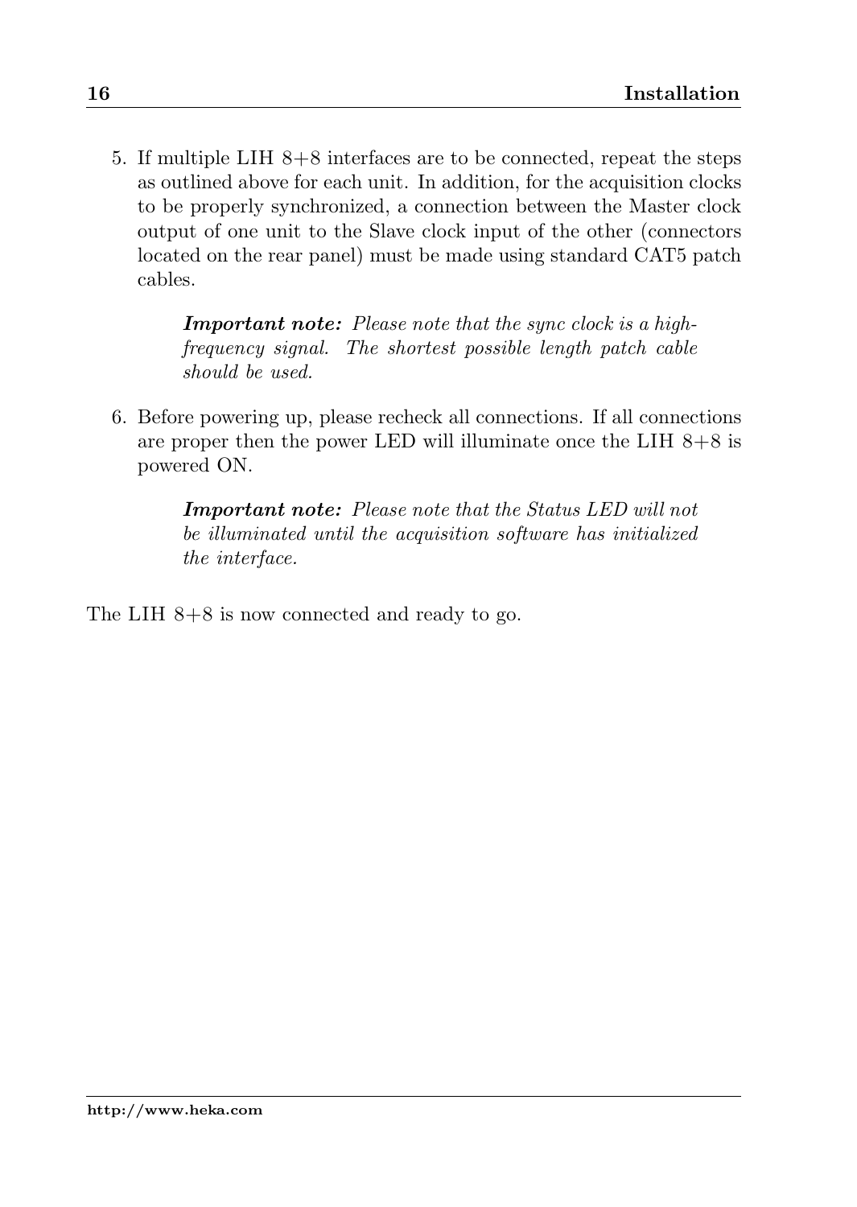5. If multiple LIH 8+8 interfaces are to be connected, repeat the steps as outlined above for each unit. In addition, for the acquisition clocks to be properly synchronized, a connection between the Master clock output of one unit to the Slave clock input of the other (connectors located on the rear panel) must be made using standard CAT5 patch cables.

   > ***Important note:*** *Please note that the sync clock is a high-frequency signal. The shortest possible length patch cable should be used.*

6. Before powering up, please recheck all connections. If all connections are proper then the power LED will illuminate once the LIH 8+8 is powered ON.

   > ***Important note:*** *Please note that the Status LED will not be illuminated until the acquisition software has initialized the interface.*

The LIH 8+8 is now connected and ready to go.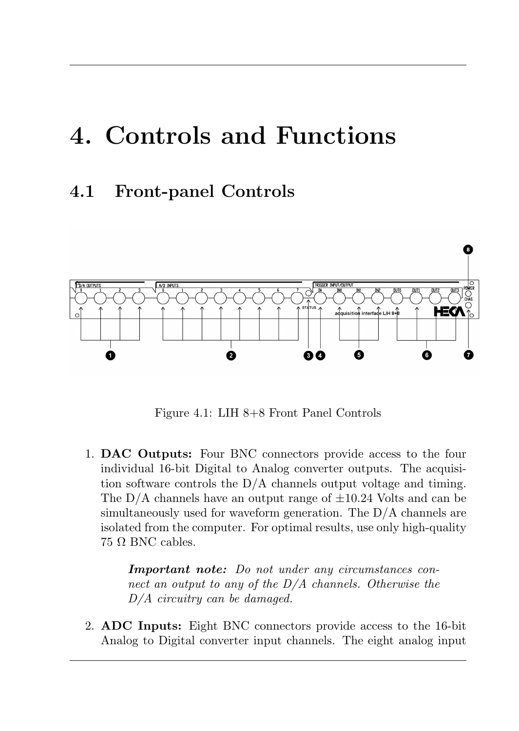# 4. Controls and Functions

## 4.1 Front-panel Controls

Figure 4.1: LIH 8+8 Front Panel Controls

1. **DAC Outputs:** Four BNC connectors provide access to the four individual 16-bit Digital to Analog converter outputs. The acquisition software controls the D/A channels output voltage and timing. The D/A channels have an output range of ±10.24 Volts and can be simultaneously used for waveform generation. The D/A channels are isolated from the computer. For optimal results, use only high-quality 75 Ω BNC cables.

   ***Important note:*** *Do not under any circumstances connect an output to any of the D/A channels. Otherwise the D/A circuitry can be damaged.*

2. **ADC Inputs:** Eight BNC connectors provide access to the 16-bit Analog to Digital converter input channels. The eight analog input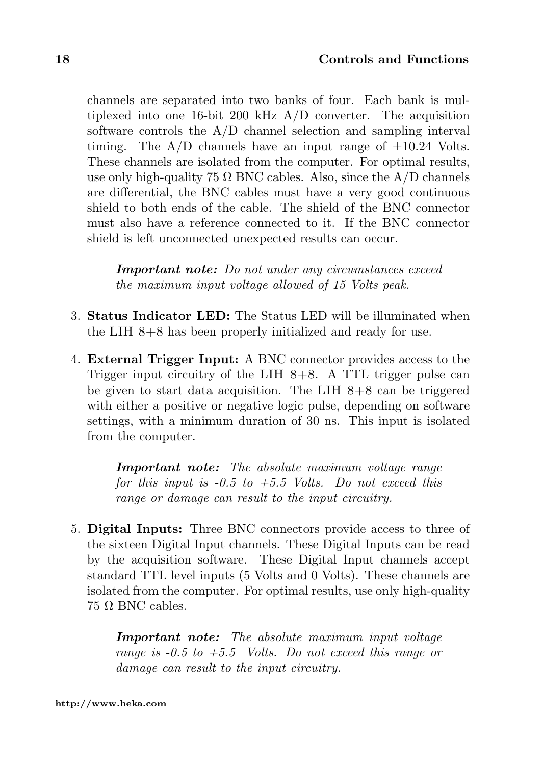channels are separated into two banks of four. Each bank is multiplexed into one 16-bit 200 kHz A/D converter. The acquisition software controls the A/D channel selection and sampling interval timing. The A/D channels have an input range of ±10.24 Volts. These channels are isolated from the computer. For optimal results, use only high-quality 75 Ω BNC cables. Also, since the A/D channels are differential, the BNC cables must have a very good continuous shield to both ends of the cable. The shield of the BNC connector must also have a reference connected to it. If the BNC connector shield is left unconnected unexpected results can occur.

> ***Important note:*** *Do not under any circumstances exceed the maximum input voltage allowed of 15 Volts peak.*

3. **Status Indicator LED:** The Status LED will be illuminated when the LIH 8+8 has been properly initialized and ready for use.

4. **External Trigger Input:** A BNC connector provides access to the Trigger input circuitry of the LIH 8+8. A TTL trigger pulse can be given to start data acquisition. The LIH 8+8 can be triggered with either a positive or negative logic pulse, depending on software settings, with a minimum duration of 30 ns. This input is isolated from the computer.

   > ***Important note:*** *The absolute maximum voltage range for this input is -0.5 to +5.5 Volts. Do not exceed this range or damage can result to the input circuitry.*

5. **Digital Inputs:** Three BNC connectors provide access to three of the sixteen Digital Input channels. These Digital Inputs can be read by the acquisition software. These Digital Input channels accept standard TTL level inputs (5 Volts and 0 Volts). These channels are isolated from the computer. For optimal results, use only high-quality 75 Ω BNC cables.

   > ***Important note:*** *The absolute maximum input voltage range is -0.5 to +5.5 Volts. Do not exceed this range or damage can result to the input circuitry.*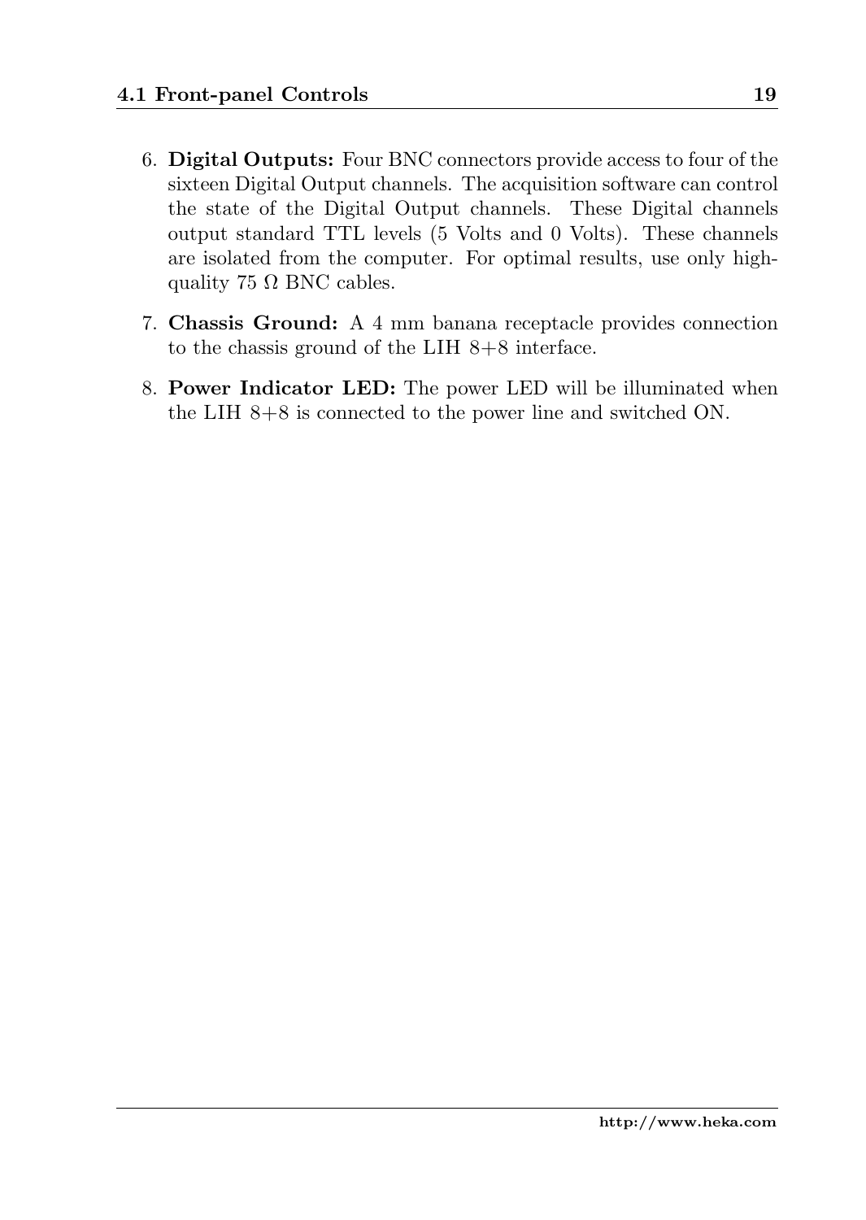6. **Digital Outputs:** Four BNC connectors provide access to four of the sixteen Digital Output channels. The acquisition software can control the state of the Digital Output channels. These Digital channels output standard TTL levels (5 Volts and 0 Volts). These channels are isolated from the computer. For optimal results, use only high-quality 75 Ω BNC cables.

7. **Chassis Ground:** A 4 mm banana receptacle provides connection to the chassis ground of the LIH 8+8 interface.

8. **Power Indicator LED:** The power LED will be illuminated when the LIH 8+8 is connected to the power line and switched ON.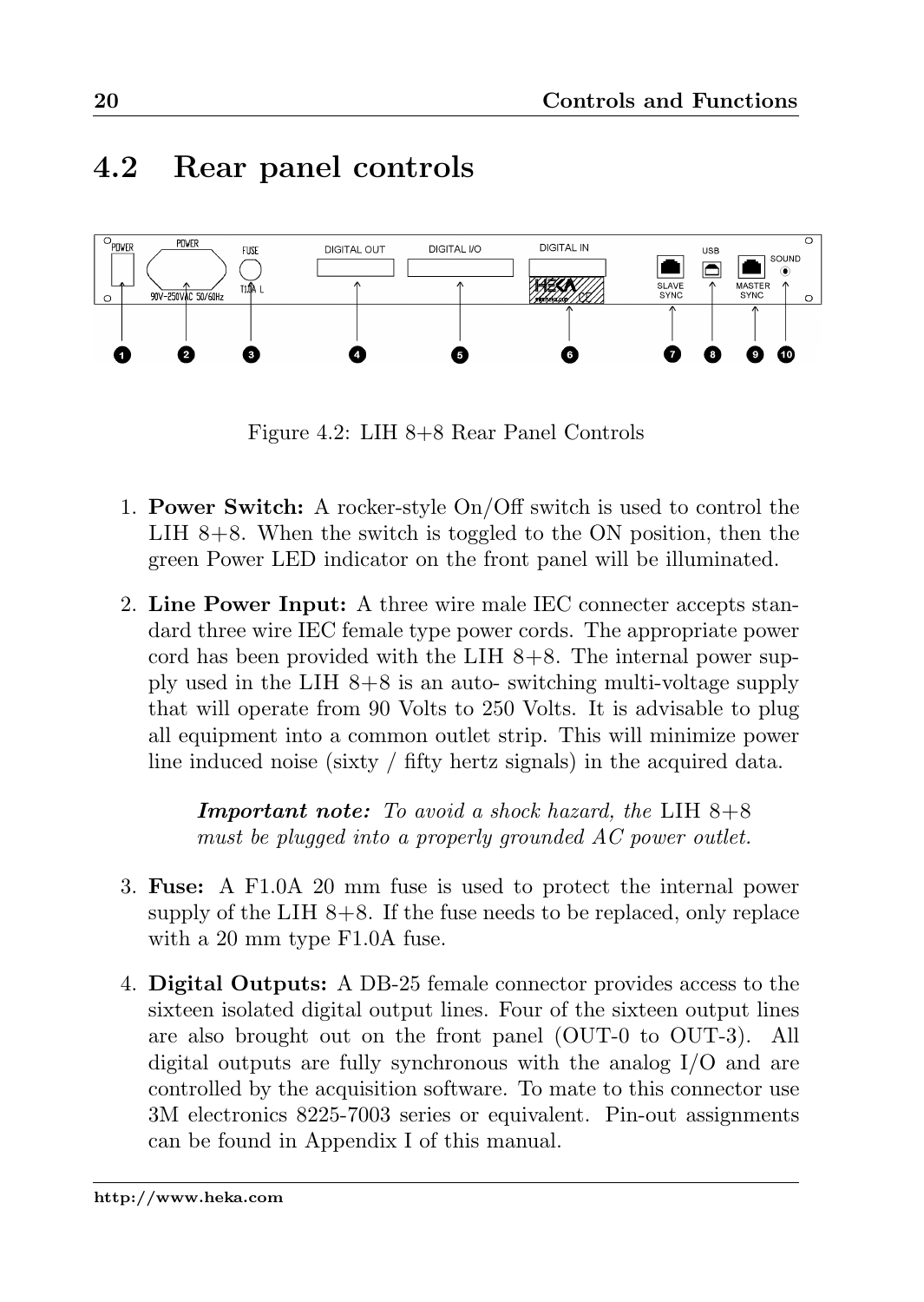## 4.2 Rear panel controls

Figure 4.2: LIH 8+8 Rear Panel Controls

1. **Power Switch:** A rocker-style On/Off switch is used to control the LIH 8+8. When the switch is toggled to the ON position, then the green Power LED indicator on the front panel will be illuminated.

2. **Line Power Input:** A three wire male IEC connecter accepts standard three wire IEC female type power cords. The appropriate power cord has been provided with the LIH 8+8. The internal power supply used in the LIH 8+8 is an auto- switching multi-voltage supply that will operate from 90 Volts to 250 Volts. It is advisable to plug all equipment into a common outlet strip. This will minimize power line induced noise (sixty / fifty hertz signals) in the acquired data.

   ***Important note:*** *To avoid a shock hazard, the* LIH 8+8 *must be plugged into a properly grounded AC power outlet.*

3. **Fuse:** A F1.0A 20 mm fuse is used to protect the internal power supply of the LIH 8+8. If the fuse needs to be replaced, only replace with a 20 mm type F1.0A fuse.

4. **Digital Outputs:** A DB-25 female connector provides access to the sixteen isolated digital output lines. Four of the sixteen output lines are also brought out on the front panel (OUT-0 to OUT-3). All digital outputs are fully synchronous with the analog I/O and are controlled by the acquisition software. To mate to this connector use 3M electronics 8225-7003 series or equivalent. Pin-out assignments can be found in Appendix I of this manual.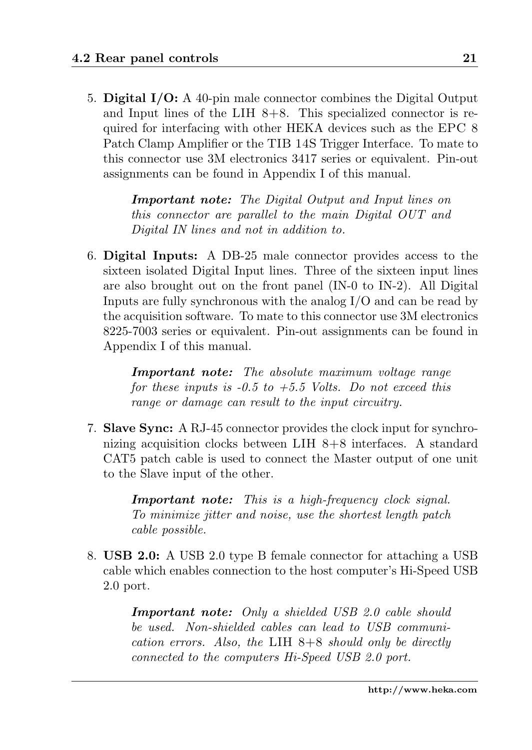5. **Digital I/O:** A 40-pin male connector combines the Digital Output and Input lines of the LIH 8+8. This specialized connector is required for interfacing with other HEKA devices such as the EPC 8 Patch Clamp Amplifier or the TIB 14S Trigger Interface. To mate to this connector use 3M electronics 3417 series or equivalent. Pin-out assignments can be found in Appendix I of this manual.

   ***Important note:*** *The Digital Output and Input lines on this connector are parallel to the main Digital OUT and Digital IN lines and not in addition to.*

6. **Digital Inputs:** A DB-25 male connector provides access to the sixteen isolated Digital Input lines. Three of the sixteen input lines are also brought out on the front panel (IN-0 to IN-2). All Digital Inputs are fully synchronous with the analog I/O and can be read by the acquisition software. To mate to this connector use 3M electronics 8225-7003 series or equivalent. Pin-out assignments can be found in Appendix I of this manual.

   ***Important note:*** *The absolute maximum voltage range for these inputs is -0.5 to +5.5 Volts. Do not exceed this range or damage can result to the input circuitry.*

7. **Slave Sync:** A RJ-45 connector provides the clock input for synchronizing acquisition clocks between LIH 8+8 interfaces. A standard CAT5 patch cable is used to connect the Master output of one unit to the Slave input of the other.

   ***Important note:*** *This is a high-frequency clock signal. To minimize jitter and noise, use the shortest length patch cable possible.*

8. **USB 2.0:** A USB 2.0 type B female connector for attaching a USB cable which enables connection to the host computer's Hi-Speed USB 2.0 port.

   ***Important note:*** *Only a shielded USB 2.0 cable should be used. Non-shielded cables can lead to USB communication errors. Also, the* LIH 8+8 *should only be directly connected to the computers Hi-Speed USB 2.0 port.*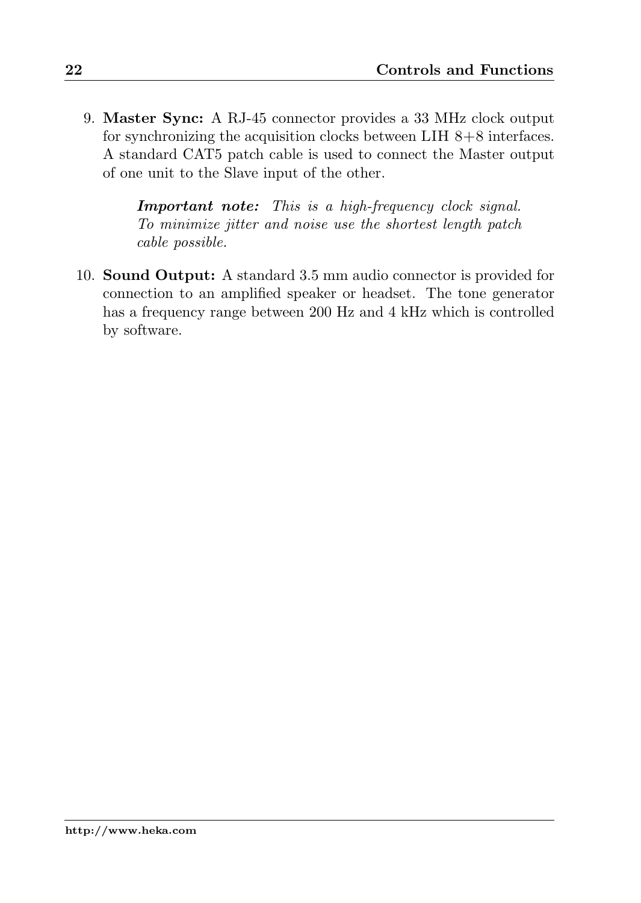9. **Master Sync:** A RJ-45 connector provides a 33 MHz clock output for synchronizing the acquisition clocks between LIH 8+8 interfaces. A standard CAT5 patch cable is used to connect the Master output of one unit to the Slave input of the other.

   ***Important note:*** *This is a high-frequency clock signal. To minimize jitter and noise use the shortest length patch cable possible.*

10. **Sound Output:** A standard 3.5 mm audio connector is provided for connection to an amplified speaker or headset. The tone generator has a frequency range between 200 Hz and 4 kHz which is controlled by software.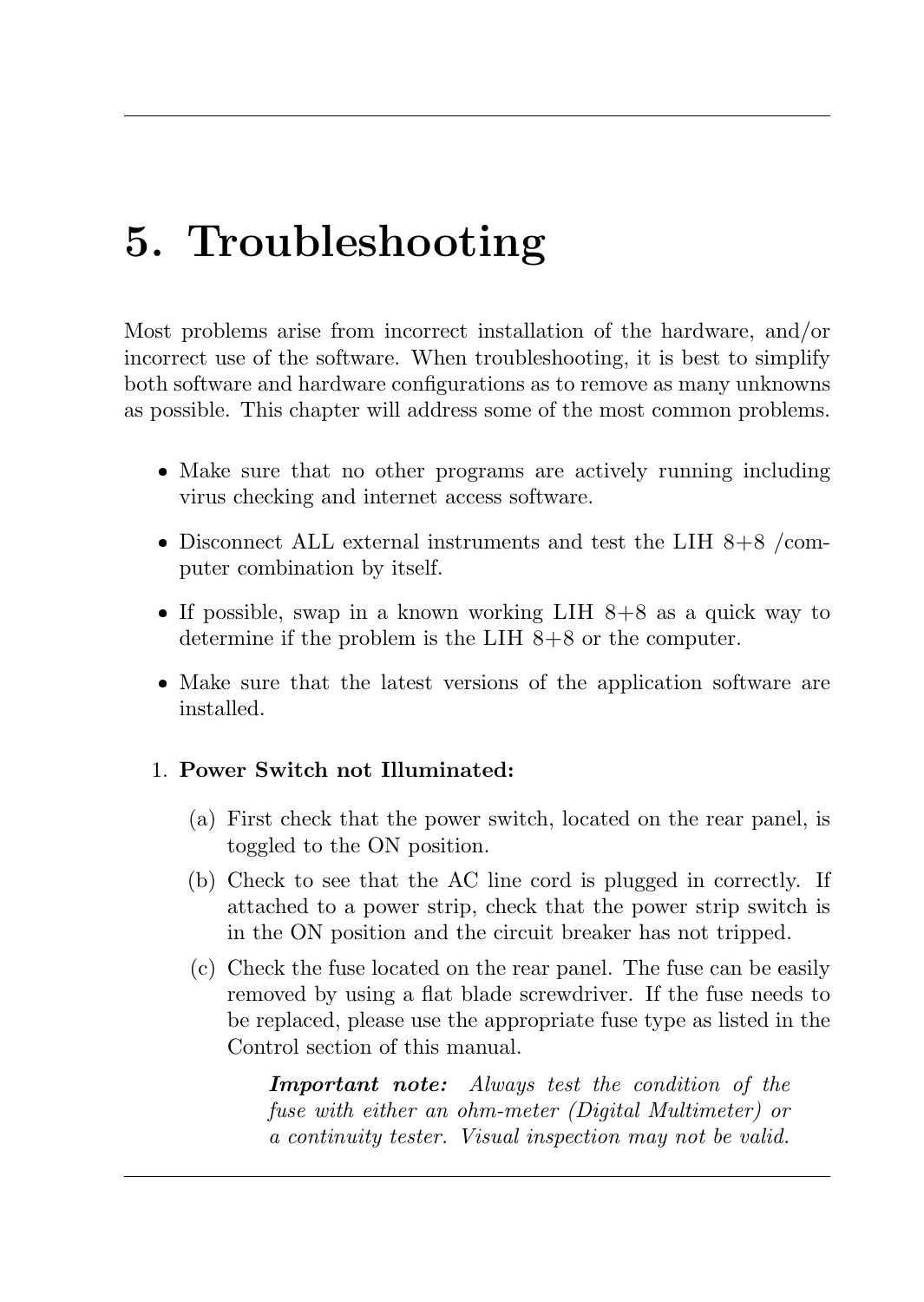# 5. Troubleshooting

Most problems arise from incorrect installation of the hardware, and/or incorrect use of the software. When troubleshooting, it is best to simplify both software and hardware configurations as to remove as many unknowns as possible. This chapter will address some of the most common problems.

- Make sure that no other programs are actively running including virus checking and internet access software.
- Disconnect ALL external instruments and test the LIH 8+8 /computer combination by itself.
- If possible, swap in a known working LIH 8+8 as a quick way to determine if the problem is the LIH 8+8 or the computer.
- Make sure that the latest versions of the application software are installed.

1. **Power Switch not Illuminated:**

   (a) First check that the power switch, located on the rear panel, is toggled to the ON position.

   (b) Check to see that the AC line cord is plugged in correctly. If attached to a power strip, check that the power strip switch is in the ON position and the circuit breaker has not tripped.

   (c) Check the fuse located on the rear panel. The fuse can be easily removed by using a flat blade screwdriver. If the fuse needs to be replaced, please use the appropriate fuse type as listed in the Control section of this manual.

   > ***Important note:*** *Always test the condition of the fuse with either an ohm-meter (Digital Multimeter) or a continuity tester. Visual inspection may not be valid.*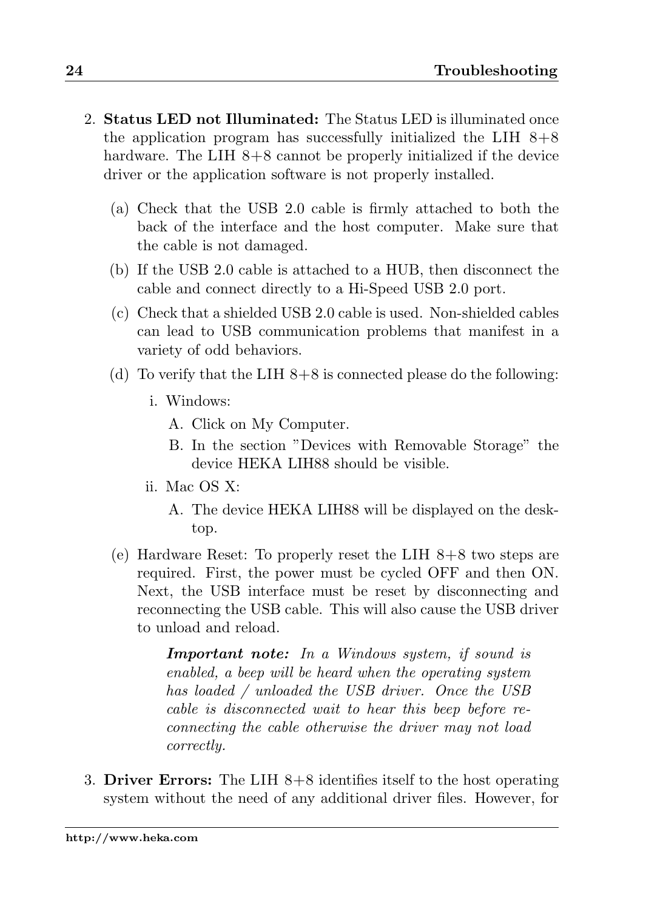2. **Status LED not Illuminated:** The Status LED is illuminated once the application program has successfully initialized the LIH 8+8 hardware. The LIH 8+8 cannot be properly initialized if the device driver or the application software is not properly installed.

   (a) Check that the USB 2.0 cable is firmly attached to both the back of the interface and the host computer. Make sure that the cable is not damaged.

   (b) If the USB 2.0 cable is attached to a HUB, then disconnect the cable and connect directly to a Hi-Speed USB 2.0 port.

   (c) Check that a shielded USB 2.0 cable is used. Non-shielded cables can lead to USB communication problems that manifest in a variety of odd behaviors.

   (d) To verify that the LIH 8+8 is connected please do the following:

      i. Windows:

         A. Click on My Computer.

         B. In the section "Devices with Removable Storage" the device HEKA LIH88 should be visible.

      ii. Mac OS X:

         A. The device HEKA LIH88 will be displayed on the desktop.

   (e) Hardware Reset: To properly reset the LIH 8+8 two steps are required. First, the power must be cycled OFF and then ON. Next, the USB interface must be reset by disconnecting and reconnecting the USB cable. This will also cause the USB driver to unload and reload.

      ***Important note:*** *In a Windows system, if sound is enabled, a beep will be heard when the operating system has loaded / unloaded the USB driver. Once the USB cable is disconnected wait to hear this beep before reconnecting the cable otherwise the driver may not load correctly.*

3. **Driver Errors:** The LIH 8+8 identifies itself to the host operating system without the need of any additional driver files. However, for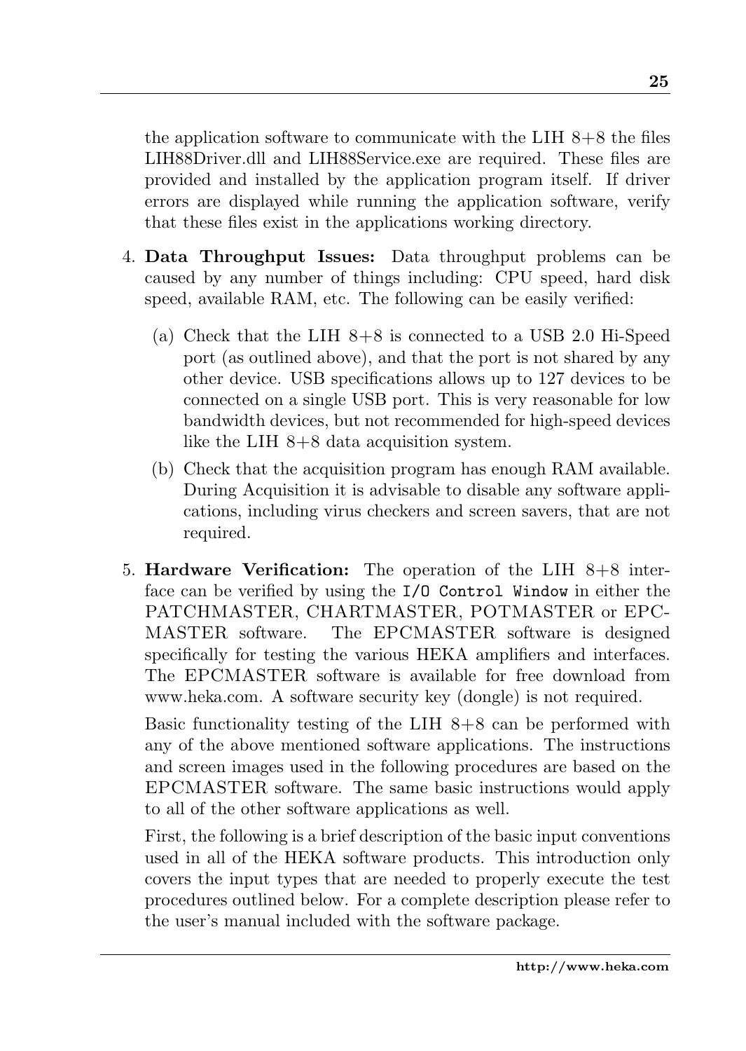the application software to communicate with the LIH 8+8 the files LIH88Driver.dll and LIH88Service.exe are required. These files are provided and installed by the application program itself. If driver errors are displayed while running the application software, verify that these files exist in the applications working directory.

4. **Data Throughput Issues:** Data throughput problems can be caused by any number of things including: CPU speed, hard disk speed, available RAM, etc. The following can be easily verified:

   (a) Check that the LIH 8+8 is connected to a USB 2.0 Hi-Speed port (as outlined above), and that the port is not shared by any other device. USB specifications allows up to 127 devices to be connected on a single USB port. This is very reasonable for low bandwidth devices, but not recommended for high-speed devices like the LIH 8+8 data acquisition system.

   (b) Check that the acquisition program has enough RAM available. During Acquisition it is advisable to disable any software applications, including virus checkers and screen savers, that are not required.

5. **Hardware Verification:** The operation of the LIH 8+8 interface can be verified by using the `I/O Control Window` in either the PATCHMASTER, CHARTMASTER, POTMASTER or EPCMASTER software. The EPCMASTER software is designed specifically for testing the various HEKA amplifiers and interfaces. The EPCMASTER software is available for free download from www.heka.com. A software security key (dongle) is not required.

   Basic functionality testing of the LIH 8+8 can be performed with any of the above mentioned software applications. The instructions and screen images used in the following procedures are based on the EPCMASTER software. The same basic instructions would apply to all of the other software applications as well.

   First, the following is a brief description of the basic input conventions used in all of the HEKA software products. This introduction only covers the input types that are needed to properly execute the test procedures outlined below. For a complete description please refer to the user's manual included with the software package.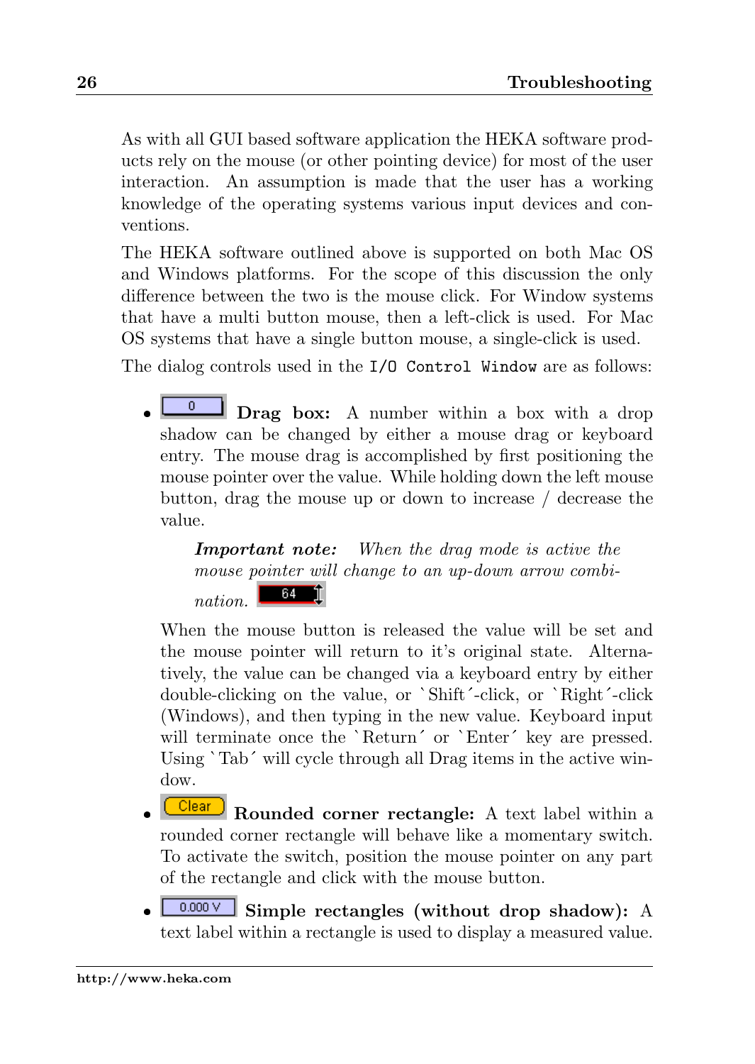As with all GUI based software application the HEKA software products rely on the mouse (or other pointing device) for most of the user interaction. An assumption is made that the user has a working knowledge of the operating systems various input devices and conventions.

The HEKA software outlined above is supported on both Mac OS and Windows platforms. For the scope of this discussion the only difference between the two is the mouse click. For Window systems that have a multi button mouse, then a left-click is used. For Mac OS systems that have a single button mouse, a single-click is used.

The dialog controls used in the `I/O Control Window` are as follows:

- **Drag box:** A number within a box with a drop shadow can be changed by either a mouse drag or keyboard entry. The mouse drag is accomplished by first positioning the mouse pointer over the value. While holding down the left mouse button, drag the mouse up or down to increase / decrease the value.

  ***Important note:*** *When the drag mode is active the mouse pointer will change to an up-down arrow combination.*

  When the mouse button is released the value will be set and the mouse pointer will return to it's original state. Alternatively, the value can be changed via a keyboard entry by either double-clicking on the value, or `Shift´-click, or `Right´-click (Windows), and then typing in the new value. Keyboard input will terminate once the `Return´ or `Enter´ key are pressed. Using `Tab´ will cycle through all Drag items in the active window.

- **Rounded corner rectangle:** A text label within a rounded corner rectangle will behave like a momentary switch. To activate the switch, position the mouse pointer on any part of the rectangle and click with the mouse button.

- **Simple rectangles (without drop shadow):** A text label within a rectangle is used to display a measured value.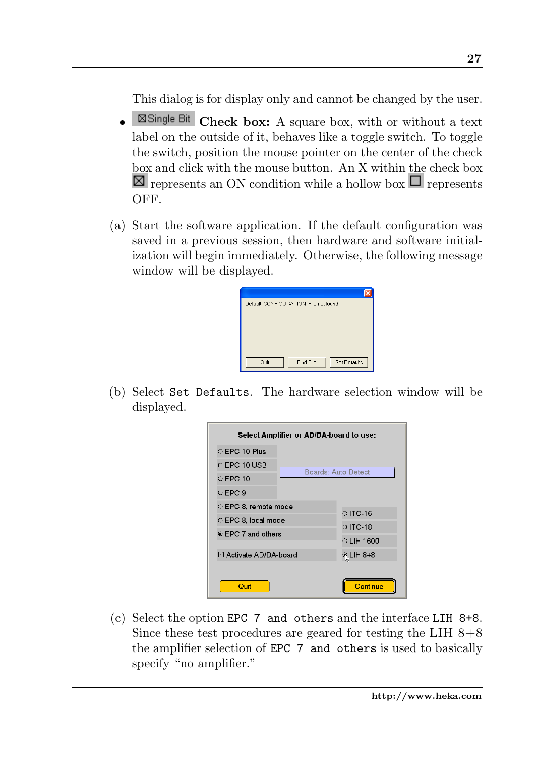This dialog is for display only and cannot be changed by the user.

- ☒Single Bit **Check box:** A square box, with or without a text label on the outside of it, behaves like a toggle switch. To toggle the switch, position the mouse pointer on the center of the check box and click with the mouse button. An X within the check box ☒ represents an ON condition while a hollow box ☐ represents OFF.

(a) Start the software application. If the default configuration was saved in a previous session, then hardware and software initialization will begin immediately. Otherwise, the following message window will be displayed.

(b) Select `Set Defaults`. The hardware selection window will be displayed.

(c) Select the option `EPC 7 and others` and the interface `LIH 8+8`. Since these test procedures are geared for testing the LIH 8+8 the amplifier selection of `EPC 7 and others` is used to basically specify "no amplifier."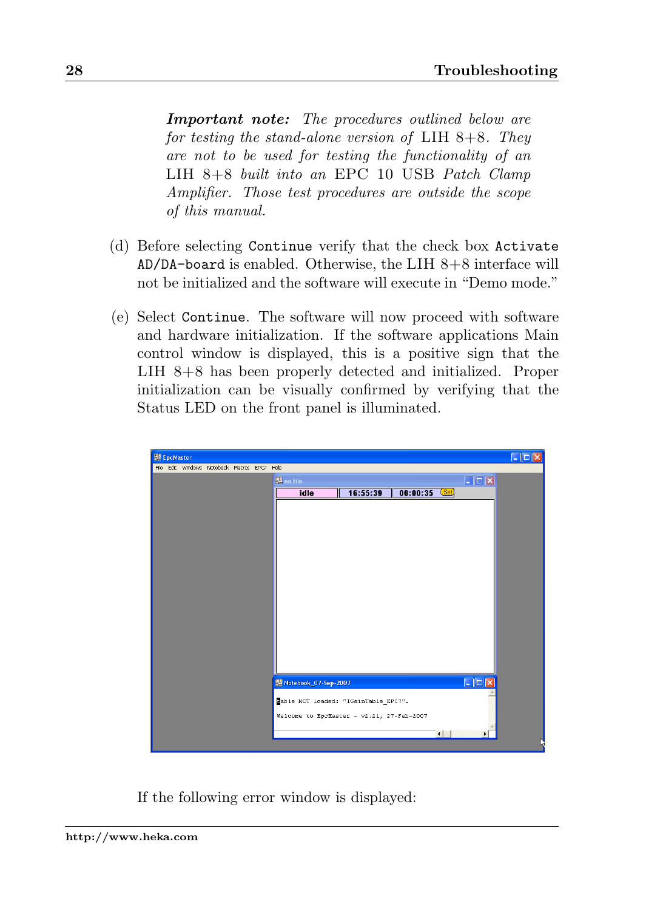***Important note:*** *The procedures outlined below are for testing the stand-alone version of* LIH 8+8*. They are not to be used for testing the functionality of an* LIH 8+8 *built into an* EPC 10 USB *Patch Clamp Amplifier. Those test procedures are outside the scope of this manual.*

(d) Before selecting `Continue` verify that the check box `Activate AD/DA-board` is enabled. Otherwise, the LIH 8+8 interface will not be initialized and the software will execute in "Demo mode."

(e) Select `Continue`. The software will now proceed with software and hardware initialization. If the software applications Main control window is displayed, this is a positive sign that the LIH 8+8 has been properly detected and initialized. Proper initialization can be visually confirmed by verifying that the Status LED on the front panel is illuminated.

If the following error window is displayed: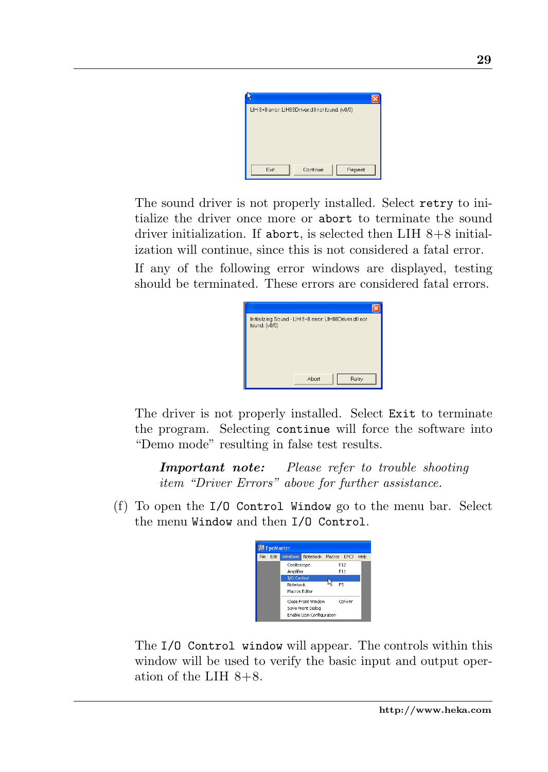The sound driver is not properly installed. Select `retry` to initialize the driver once more or `abort` to terminate the sound driver initialization. If `abort`, is selected then LIH 8+8 initialization will continue, since this is not considered a fatal error.

If any of the following error windows are displayed, testing should be terminated. These errors are considered fatal errors.

The driver is not properly installed. Select `Exit` to terminate the program. Selecting `continue` will force the software into "Demo mode" resulting in false test results.

> ***Important note:*** *Please refer to trouble shooting item "Driver Errors" above for further assistance.*

(f) To open the `I/O Control Window` go to the menu bar. Select the menu `Window` and then `I/O Control`.

The `I/O Control window` will appear. The controls within this window will be used to verify the basic input and output operation of the LIH 8+8.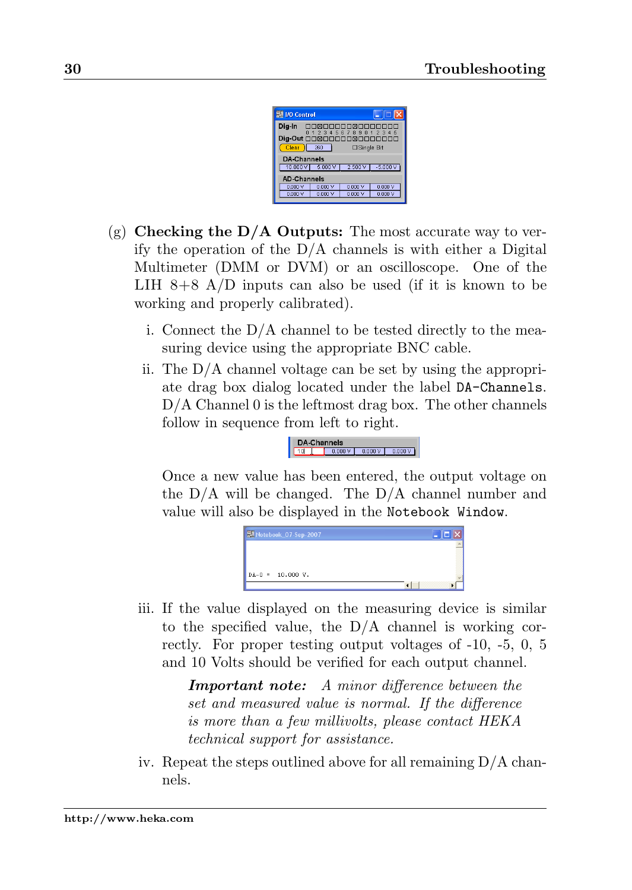(g) **Checking the D/A Outputs:** The most accurate way to verify the operation of the D/A channels is with either a Digital Multimeter (DMM or DVM) or an oscilloscope. One of the LIH 8+8 A/D inputs can also be used (if it is known to be working and properly calibrated).

   i. Connect the D/A channel to be tested directly to the measuring device using the appropriate BNC cable.

   ii. The D/A channel voltage can be set by using the appropriate drag box dialog located under the label `DA-Channels`. D/A Channel 0 is the leftmost drag box. The other channels follow in sequence from left to right.

   Once a new value has been entered, the output voltage on the D/A will be changed. The D/A channel number and value will also be displayed in the `Notebook Window`.

   iii. If the value displayed on the measuring device is similar to the specified value, the D/A channel is working correctly. For proper testing output voltages of -10, -5, 0, 5 and 10 Volts should be verified for each output channel.

   ***Important note:*** *A minor difference between the set and measured value is normal. If the difference is more than a few millivolts, please contact HEKA technical support for assistance.*

   iv. Repeat the steps outlined above for all remaining D/A channels.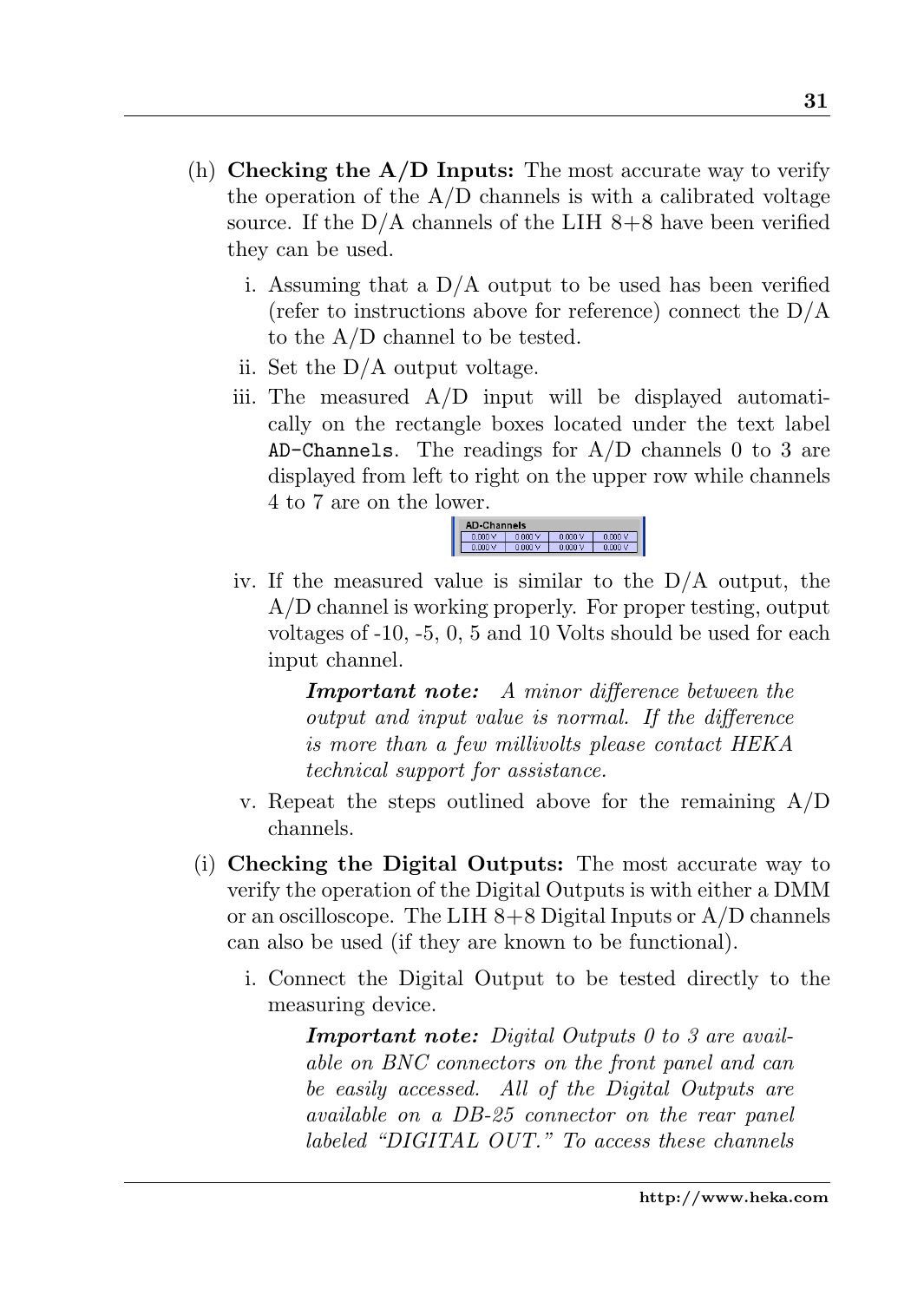(h) **Checking the A/D Inputs:** The most accurate way to verify the operation of the A/D channels is with a calibrated voltage source. If the D/A channels of the LIH 8+8 have been verified they can be used.

   i. Assuming that a D/A output to be used has been verified (refer to instructions above for reference) connect the D/A to the A/D channel to be tested.

   ii. Set the D/A output voltage.

   iii. The measured A/D input will be displayed automatically on the rectangle boxes located under the text label `AD-Channels`. The readings for A/D channels 0 to 3 are displayed from left to right on the upper row while channels 4 to 7 are on the lower.

   | AD-Channels | | | |
   |---|---|---|---|
   | 0.000 V | 0.000 V | 0.000 V | 0.000 V |
   | 0.000 V | 0.000 V | 0.000 V | 0.000 V |

   iv. If the measured value is similar to the D/A output, the A/D channel is working properly. For proper testing, output voltages of -10, -5, 0, 5 and 10 Volts should be used for each input channel.

   > ***Important note:*** *A minor difference between the output and input value is normal. If the difference is more than a few millivolts please contact HEKA technical support for assistance.*

   v. Repeat the steps outlined above for the remaining A/D channels.

(i) **Checking the Digital Outputs:** The most accurate way to verify the operation of the Digital Outputs is with either a DMM or an oscilloscope. The LIH 8+8 Digital Inputs or A/D channels can also be used (if they are known to be functional).

   i. Connect the Digital Output to be tested directly to the measuring device.

   > ***Important note:*** *Digital Outputs 0 to 3 are available on BNC connectors on the front panel and can be easily accessed. All of the Digital Outputs are available on a DB-25 connector on the rear panel labeled "DIGITAL OUT." To access these channels*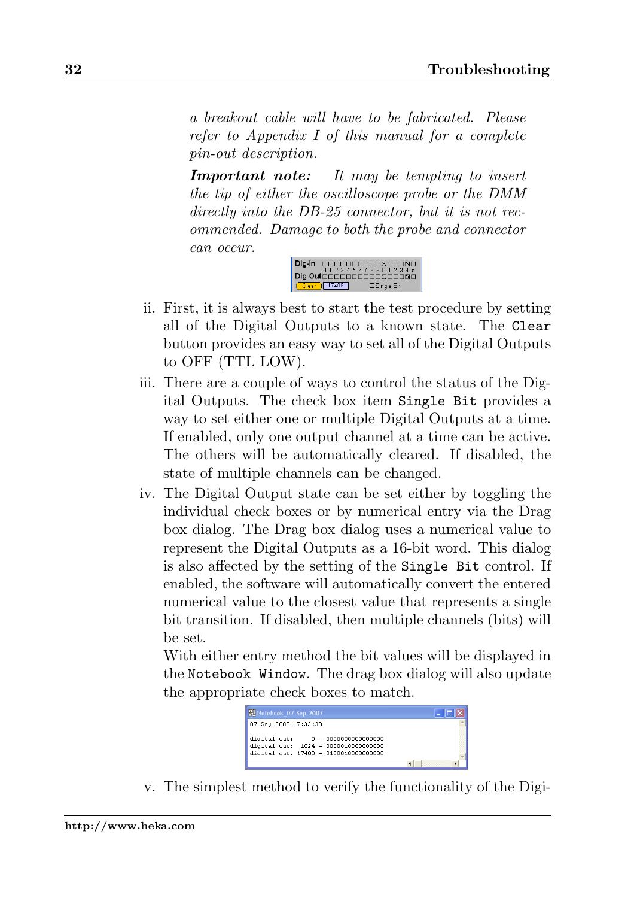*a breakout cable will have to be fabricated. Please refer to Appendix I of this manual for a complete pin-out description.*

***Important note:*** *It may be tempting to insert the tip of either the oscilloscope probe or the DMM directly into the DB-25 connector, but it is not recommended. Damage to both the probe and connector can occur.*

ii. First, it is always best to start the test procedure by setting all of the Digital Outputs to a known state. The `Clear` button provides an easy way to set all of the Digital Outputs to OFF (TTL LOW).

iii. There are a couple of ways to control the status of the Digital Outputs. The check box item `Single Bit` provides a way to set either one or multiple Digital Outputs at a time. If enabled, only one output channel at a time can be active. The others will be automatically cleared. If disabled, the state of multiple channels can be changed.

iv. The Digital Output state can be set either by toggling the individual check boxes or by numerical entry via the Drag box dialog. The Drag box dialog uses a numerical value to represent the Digital Outputs as a 16-bit word. This dialog is also affected by the setting of the `Single Bit` control. If enabled, the software will automatically convert the entered numerical value to the closest value that represents a single bit transition. If disabled, then multiple channels (bits) will be set.

   With either entry method the bit values will be displayed in the `Notebook Window`. The drag box dialog will also update the appropriate check boxes to match.

v. The simplest method to verify the functionality of the Digi-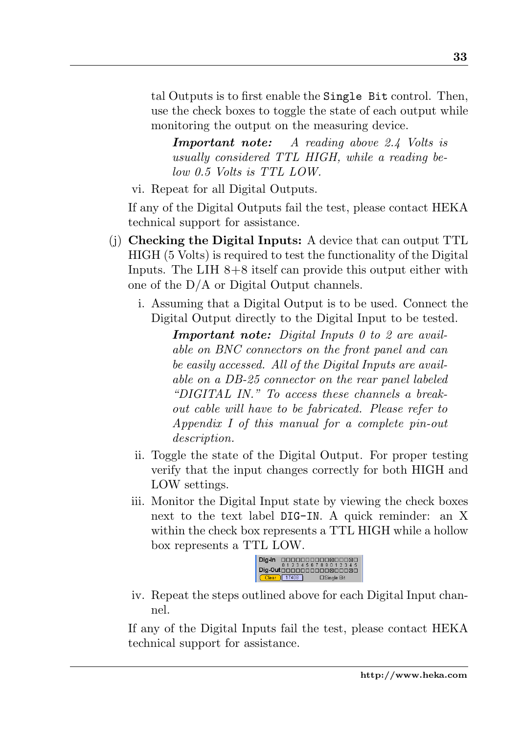tal Outputs is to first enable the `Single Bit` control. Then, use the check boxes to toggle the state of each output while monitoring the output on the measuring device.

> ***Important note:*** *A reading above 2.4 Volts is usually considered TTL HIGH, while a reading below 0.5 Volts is TTL LOW.*

vi. Repeat for all Digital Outputs.

If any of the Digital Outputs fail the test, please contact HEKA technical support for assistance.

(j) **Checking the Digital Inputs:** A device that can output TTL HIGH (5 Volts) is required to test the functionality of the Digital Inputs. The LIH 8+8 itself can provide this output either with one of the D/A or Digital Output channels.

i. Assuming that a Digital Output is to be used. Connect the Digital Output directly to the Digital Input to be tested.

> ***Important note:*** *Digital Inputs 0 to 2 are available on BNC connectors on the front panel and can be easily accessed. All of the Digital Inputs are available on a DB-25 connector on the rear panel labeled "DIGITAL IN." To access these channels a breakout cable will have to be fabricated. Please refer to Appendix I of this manual for a complete pin-out description.*

ii. Toggle the state of the Digital Output. For proper testing verify that the input changes correctly for both HIGH and LOW settings.

iii. Monitor the Digital Input state by viewing the check boxes next to the text label `DIG-IN`. A quick reminder: an X within the check box represents a TTL HIGH while a hollow box represents a TTL LOW.

iv. Repeat the steps outlined above for each Digital Input channel.

If any of the Digital Inputs fail the test, please contact HEKA technical support for assistance.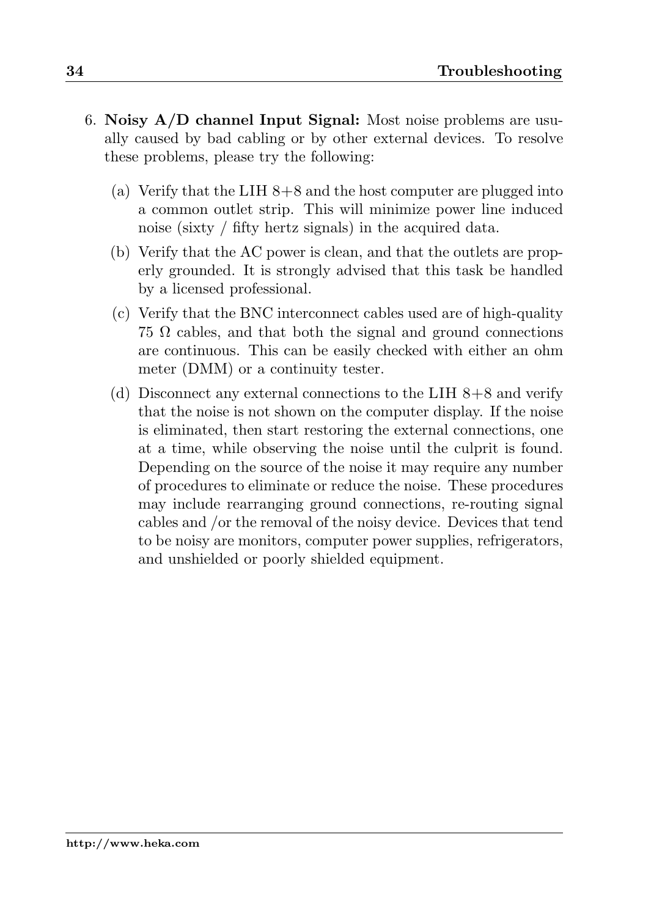6. **Noisy A/D channel Input Signal:** Most noise problems are usually caused by bad cabling or by other external devices. To resolve these problems, please try the following:

   (a) Verify that the LIH 8+8 and the host computer are plugged into a common outlet strip. This will minimize power line induced noise (sixty / fifty hertz signals) in the acquired data.

   (b) Verify that the AC power is clean, and that the outlets are properly grounded. It is strongly advised that this task be handled by a licensed professional.

   (c) Verify that the BNC interconnect cables used are of high-quality 75 $\Omega$ cables, and that both the signal and ground connections are continuous. This can be easily checked with either an ohm meter (DMM) or a continuity tester.

   (d) Disconnect any external connections to the LIH 8+8 and verify that the noise is not shown on the computer display. If the noise is eliminated, then start restoring the external connections, one at a time, while observing the noise until the culprit is found. Depending on the source of the noise it may require any number of procedures to eliminate or reduce the noise. These procedures may include rearranging ground connections, re-routing signal cables and /or the removal of the noisy device. Devices that tend to be noisy are monitors, computer power supplies, refrigerators, and unshielded or poorly shielded equipment.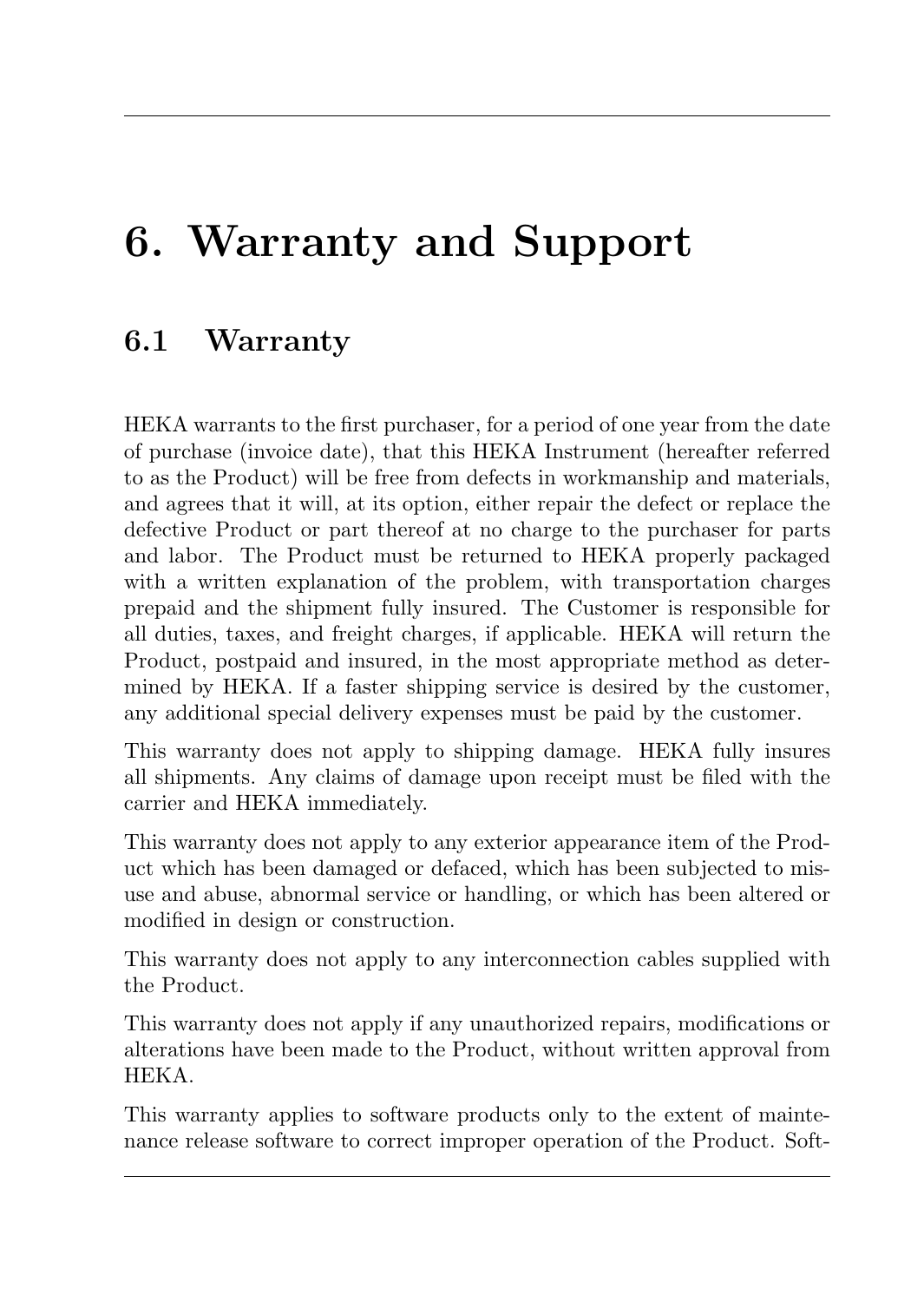# 6. Warranty and Support

## 6.1 Warranty

HEKA warrants to the first purchaser, for a period of one year from the date of purchase (invoice date), that this HEKA Instrument (hereafter referred to as the Product) will be free from defects in workmanship and materials, and agrees that it will, at its option, either repair the defect or replace the defective Product or part thereof at no charge to the purchaser for parts and labor. The Product must be returned to HEKA properly packaged with a written explanation of the problem, with transportation charges prepaid and the shipment fully insured. The Customer is responsible for all duties, taxes, and freight charges, if applicable. HEKA will return the Product, postpaid and insured, in the most appropriate method as determined by HEKA. If a faster shipping service is desired by the customer, any additional special delivery expenses must be paid by the customer.

This warranty does not apply to shipping damage. HEKA fully insures all shipments. Any claims of damage upon receipt must be filed with the carrier and HEKA immediately.

This warranty does not apply to any exterior appearance item of the Product which has been damaged or defaced, which has been subjected to misuse and abuse, abnormal service or handling, or which has been altered or modified in design or construction.

This warranty does not apply to any interconnection cables supplied with the Product.

This warranty does not apply if any unauthorized repairs, modifications or alterations have been made to the Product, without written approval from HEKA.

This warranty applies to software products only to the extent of maintenance release software to correct improper operation of the Product. Soft-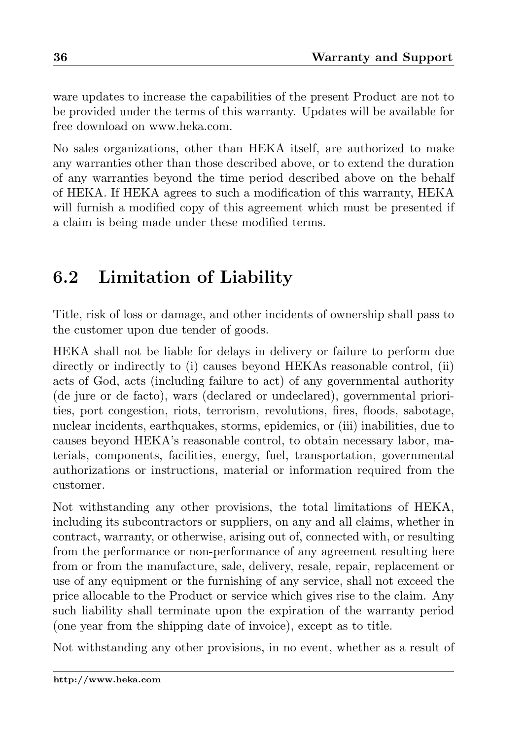ware updates to increase the capabilities of the present Product are not to be provided under the terms of this warranty. Updates will be available for free download on www.heka.com.

No sales organizations, other than HEKA itself, are authorized to make any warranties other than those described above, or to extend the duration of any warranties beyond the time period described above on the behalf of HEKA. If HEKA agrees to such a modification of this warranty, HEKA will furnish a modified copy of this agreement which must be presented if a claim is being made under these modified terms.

## 6.2 Limitation of Liability

Title, risk of loss or damage, and other incidents of ownership shall pass to the customer upon due tender of goods.

HEKA shall not be liable for delays in delivery or failure to perform due directly or indirectly to (i) causes beyond HEKAs reasonable control, (ii) acts of God, acts (including failure to act) of any governmental authority (de jure or de facto), wars (declared or undeclared), governmental priorities, port congestion, riots, terrorism, revolutions, fires, floods, sabotage, nuclear incidents, earthquakes, storms, epidemics, or (iii) inabilities, due to causes beyond HEKA's reasonable control, to obtain necessary labor, materials, components, facilities, energy, fuel, transportation, governmental authorizations or instructions, material or information required from the customer.

Not withstanding any other provisions, the total limitations of HEKA, including its subcontractors or suppliers, on any and all claims, whether in contract, warranty, or otherwise, arising out of, connected with, or resulting from the performance or non-performance of any agreement resulting here from or from the manufacture, sale, delivery, resale, repair, replacement or use of any equipment or the furnishing of any service, shall not exceed the price allocable to the Product or service which gives rise to the claim. Any such liability shall terminate upon the expiration of the warranty period (one year from the shipping date of invoice), except as to title.

Not withstanding any other provisions, in no event, whether as a result of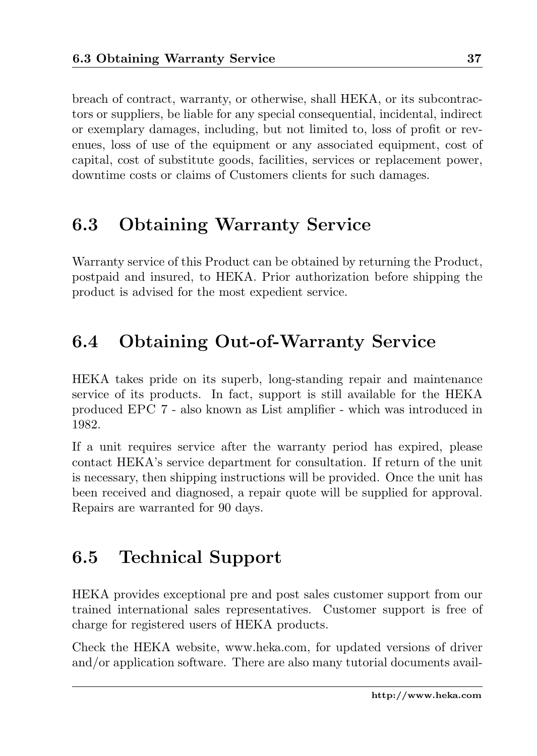breach of contract, warranty, or otherwise, shall HEKA, or its subcontractors or suppliers, be liable for any special consequential, incidental, indirect or exemplary damages, including, but not limited to, loss of profit or revenues, loss of use of the equipment or any associated equipment, cost of capital, cost of substitute goods, facilities, services or replacement power, downtime costs or claims of Customers clients for such damages.

## 6.3 Obtaining Warranty Service

Warranty service of this Product can be obtained by returning the Product, postpaid and insured, to HEKA. Prior authorization before shipping the product is advised for the most expedient service.

## 6.4 Obtaining Out-of-Warranty Service

HEKA takes pride on its superb, long-standing repair and maintenance service of its products. In fact, support is still available for the HEKA produced EPC 7 - also known as List amplifier - which was introduced in 1982.

If a unit requires service after the warranty period has expired, please contact HEKA's service department for consultation. If return of the unit is necessary, then shipping instructions will be provided. Once the unit has been received and diagnosed, a repair quote will be supplied for approval. Repairs are warranted for 90 days.

## 6.5 Technical Support

HEKA provides exceptional pre and post sales customer support from our trained international sales representatives. Customer support is free of charge for registered users of HEKA products.

Check the HEKA website, www.heka.com, for updated versions of driver and/or application software. There are also many tutorial documents avail-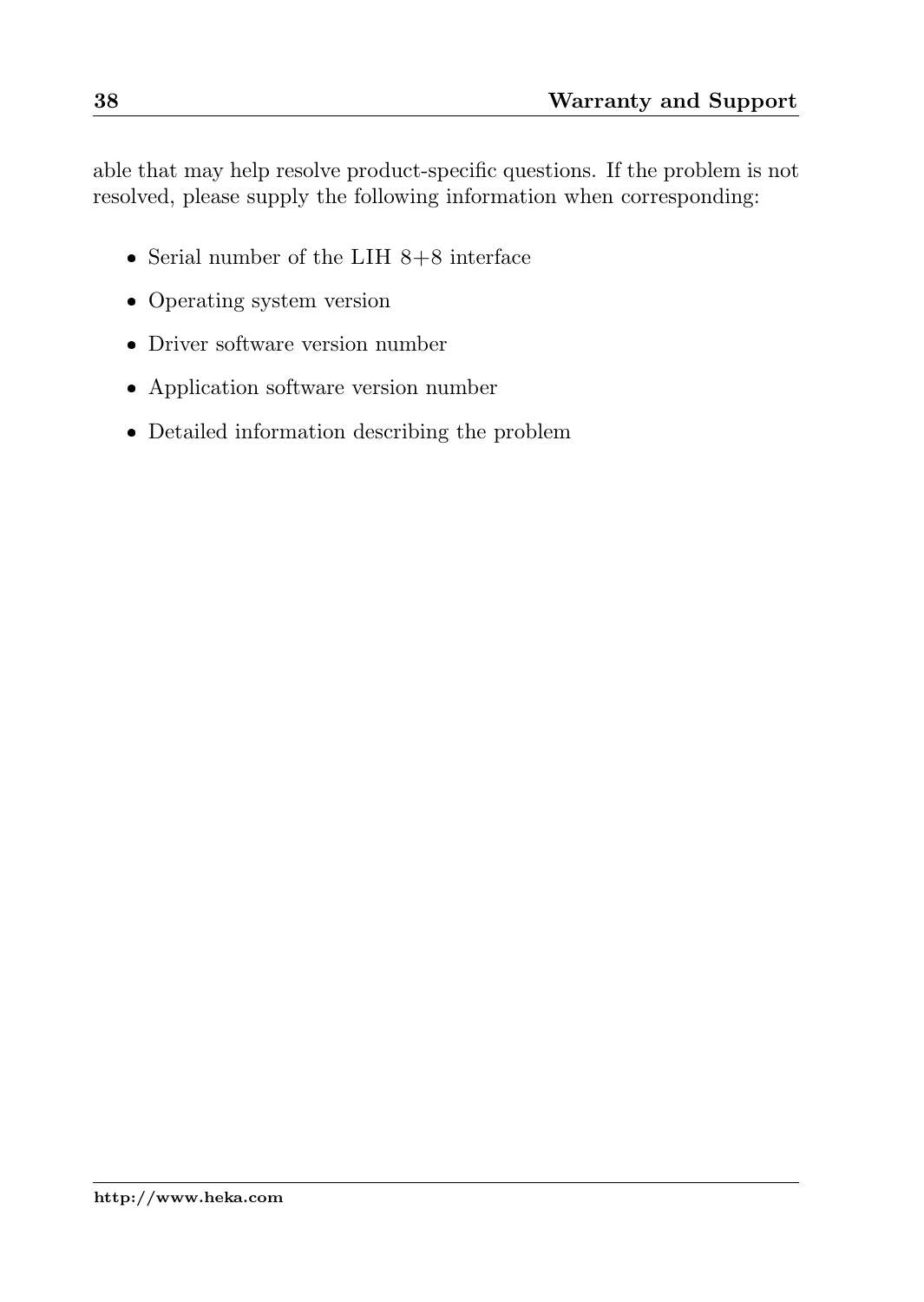able that may help resolve product-specific questions. If the problem is not resolved, please supply the following information when corresponding:

- Serial number of the LIH 8+8 interface
- Operating system version
- Driver software version number
- Application software version number
- Detailed information describing the problem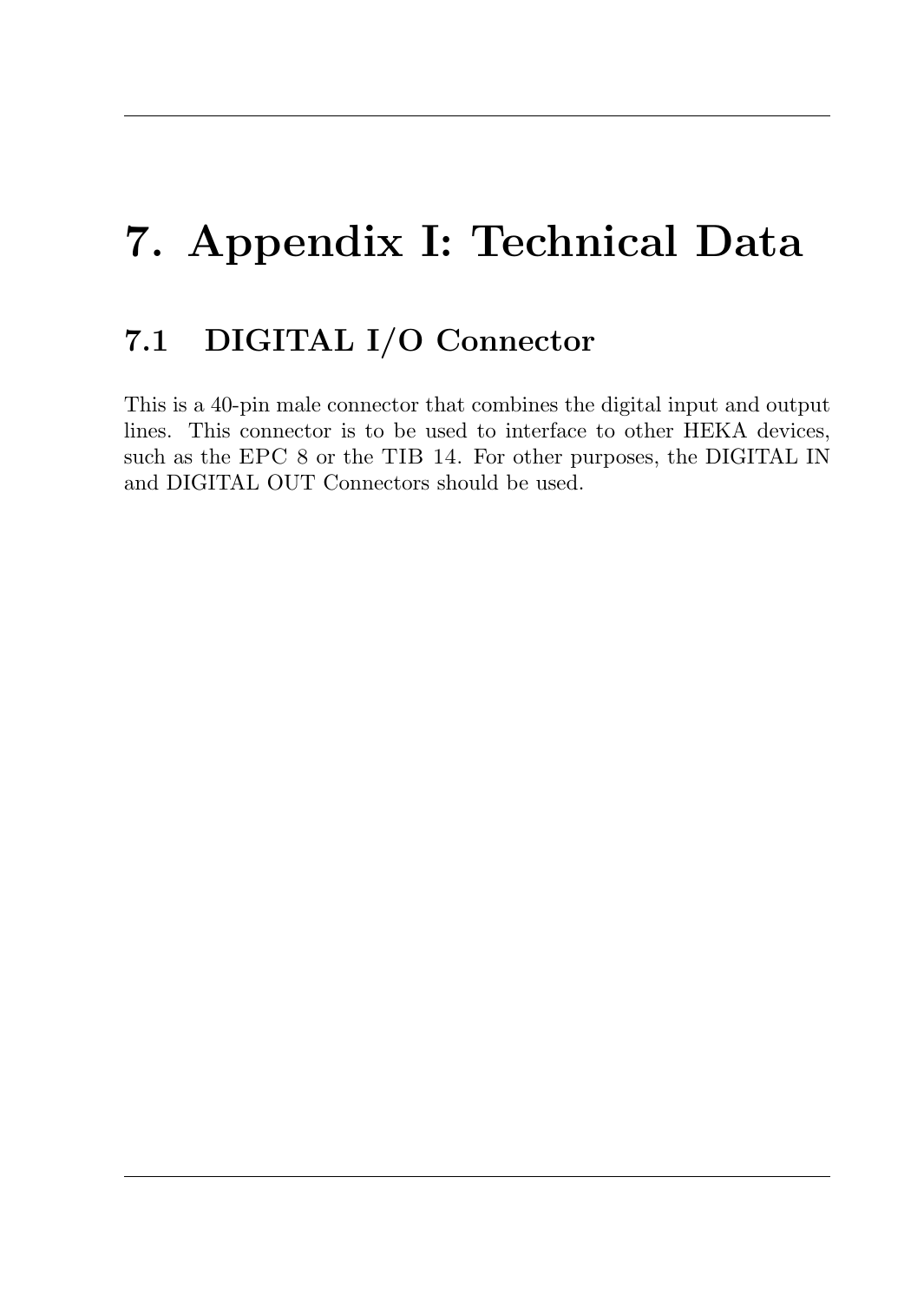# 7. Appendix I: Technical Data

## 7.1 DIGITAL I/O Connector

This is a 40-pin male connector that combines the digital input and output lines. This connector is to be used to interface to other HEKA devices, such as the EPC 8 or the TIB 14. For other purposes, the DIGITAL IN and DIGITAL OUT Connectors should be used.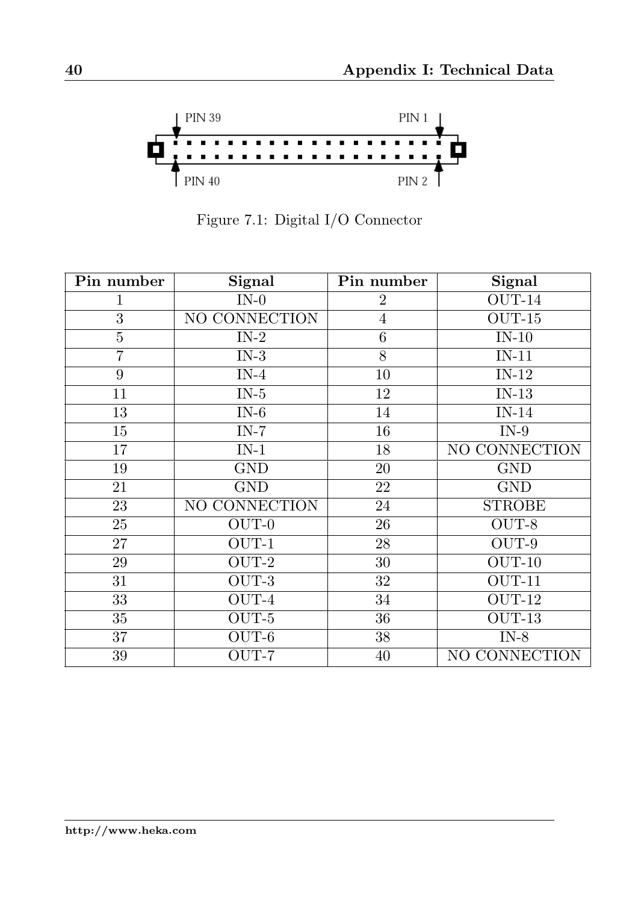PIN 39 PIN 1

PIN 40 PIN 2

Figure 7.1: Digital I/O Connector

| Pin number | Signal | Pin number | Signal |
|---|---|---|---|
| 1 | IN-0 | 2 | OUT-14 |
| 3 | NO CONNECTION | 4 | OUT-15 |
| 5 | IN-2 | 6 | IN-10 |
| 7 | IN-3 | 8 | IN-11 |
| 9 | IN-4 | 10 | IN-12 |
| 11 | IN-5 | 12 | IN-13 |
| 13 | IN-6 | 14 | IN-14 |
| 15 | IN-7 | 16 | IN-9 |
| 17 | IN-1 | 18 | NO CONNECTION |
| 19 | GND | 20 | GND |
| 21 | GND | 22 | GND |
| 23 | NO CONNECTION | 24 | STROBE |
| 25 | OUT-0 | 26 | OUT-8 |
| 27 | OUT-1 | 28 | OUT-9 |
| 29 | OUT-2 | 30 | OUT-10 |
| 31 | OUT-3 | 32 | OUT-11 |
| 33 | OUT-4 | 34 | OUT-12 |
| 35 | OUT-5 | 36 | OUT-13 |
| 37 | OUT-6 | 38 | IN-8 |
| 39 | OUT-7 | 40 | NO CONNECTION |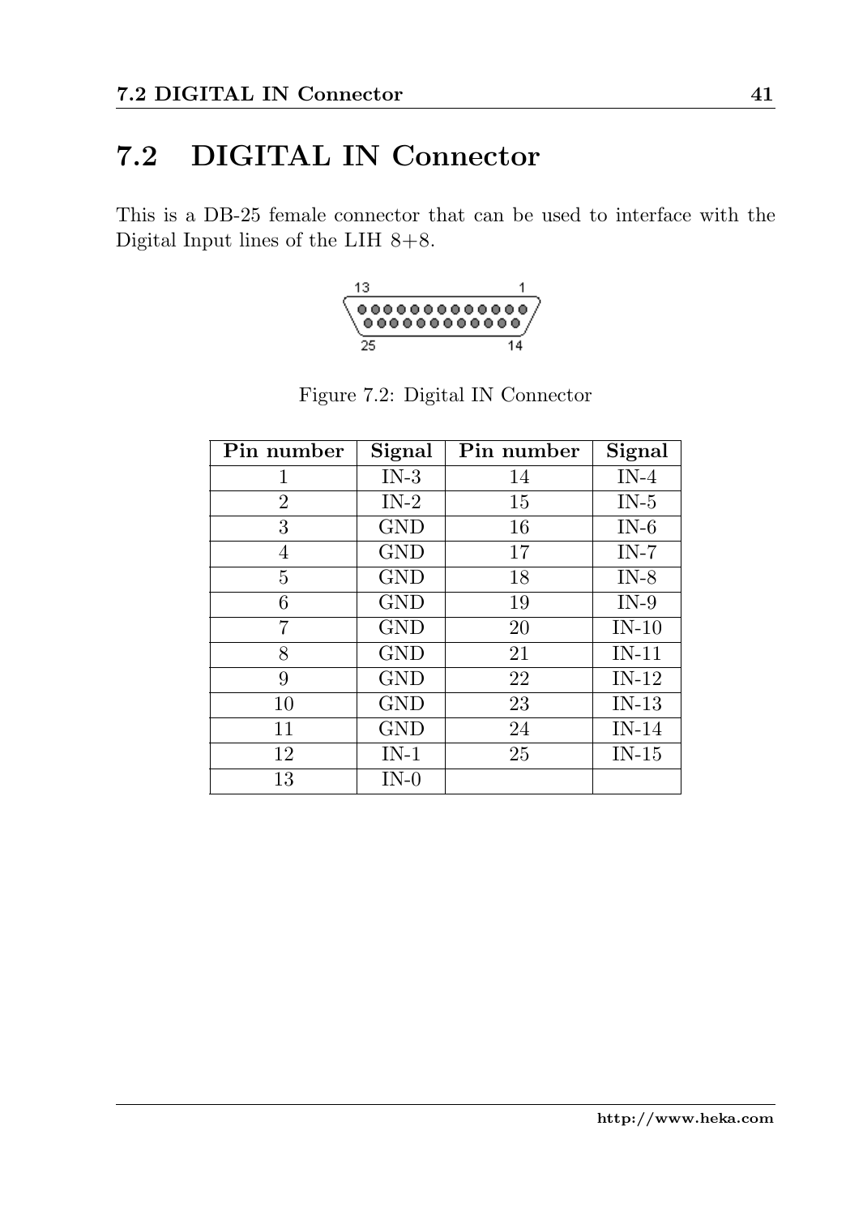## 7.2 DIGITAL IN Connector

This is a DB-25 female connector that can be used to interface with the Digital Input lines of the LIH 8+8.

Figure 7.2: Digital IN Connector

| Pin number | Signal | Pin number | Signal |
|---|---|---|---|
| 1 | IN-3 | 14 | IN-4 |
| 2 | IN-2 | 15 | IN-5 |
| 3 | GND | 16 | IN-6 |
| 4 | GND | 17 | IN-7 |
| 5 | GND | 18 | IN-8 |
| 6 | GND | 19 | IN-9 |
| 7 | GND | 20 | IN-10 |
| 8 | GND | 21 | IN-11 |
| 9 | GND | 22 | IN-12 |
| 10 | GND | 23 | IN-13 |
| 11 | GND | 24 | IN-14 |
| 12 | IN-1 | 25 | IN-15 |
| 13 | IN-0 | | |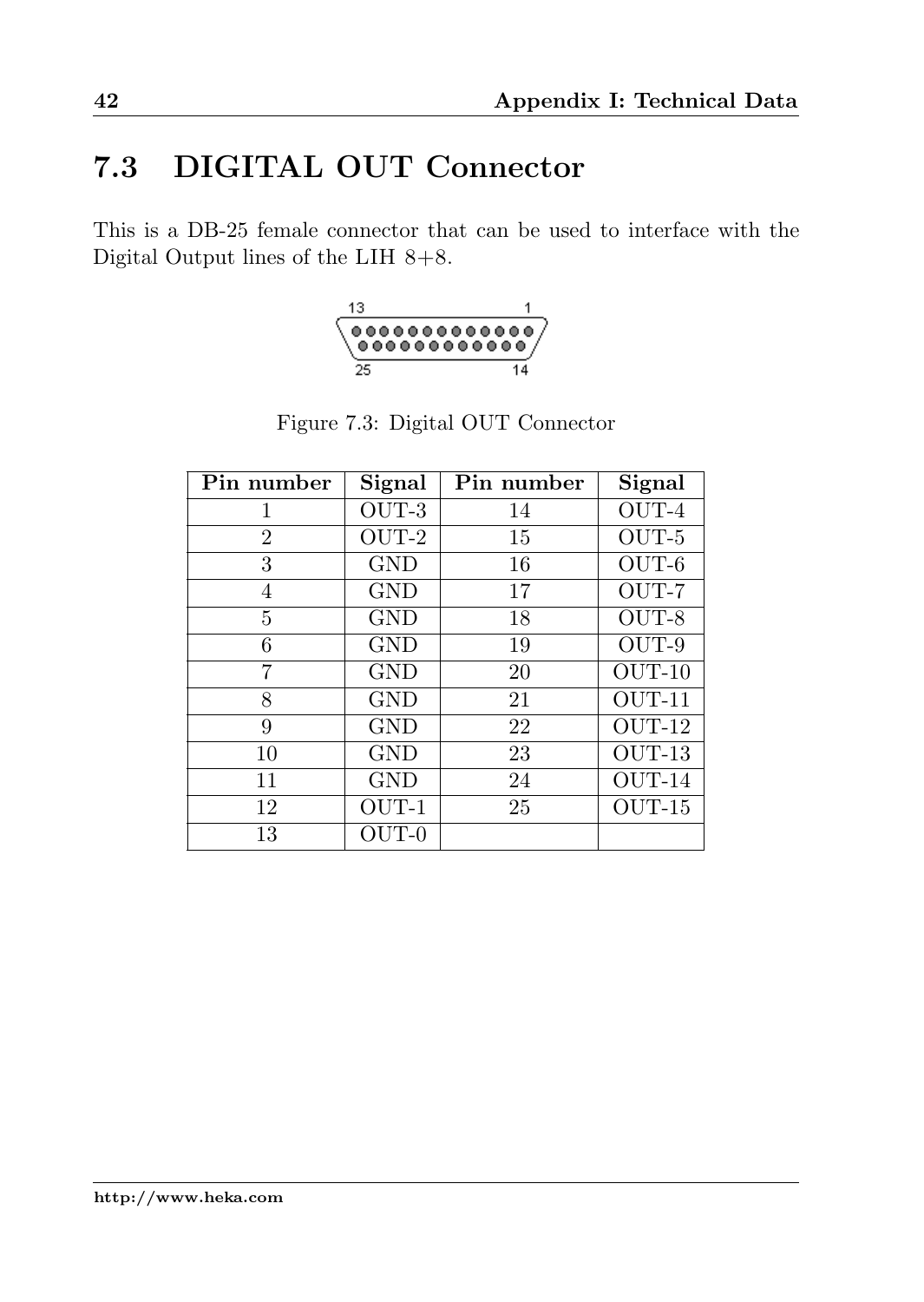## 7.3 DIGITAL OUT Connector

This is a DB-25 female connector that can be used to interface with the Digital Output lines of the LIH 8+8.

13 1

25 14

Figure 7.3: Digital OUT Connector

| Pin number | Signal | Pin number | Signal |
|---|---|---|---|
| 1 | OUT-3 | 14 | OUT-4 |
| 2 | OUT-2 | 15 | OUT-5 |
| 3 | GND | 16 | OUT-6 |
| 4 | GND | 17 | OUT-7 |
| 5 | GND | 18 | OUT-8 |
| 6 | GND | 19 | OUT-9 |
| 7 | GND | 20 | OUT-10 |
| 8 | GND | 21 | OUT-11 |
| 9 | GND | 22 | OUT-12 |
| 10 | GND | 23 | OUT-13 |
| 11 | GND | 24 | OUT-14 |
| 12 | OUT-1 | 25 | OUT-15 |
| 13 | OUT-0 | | |